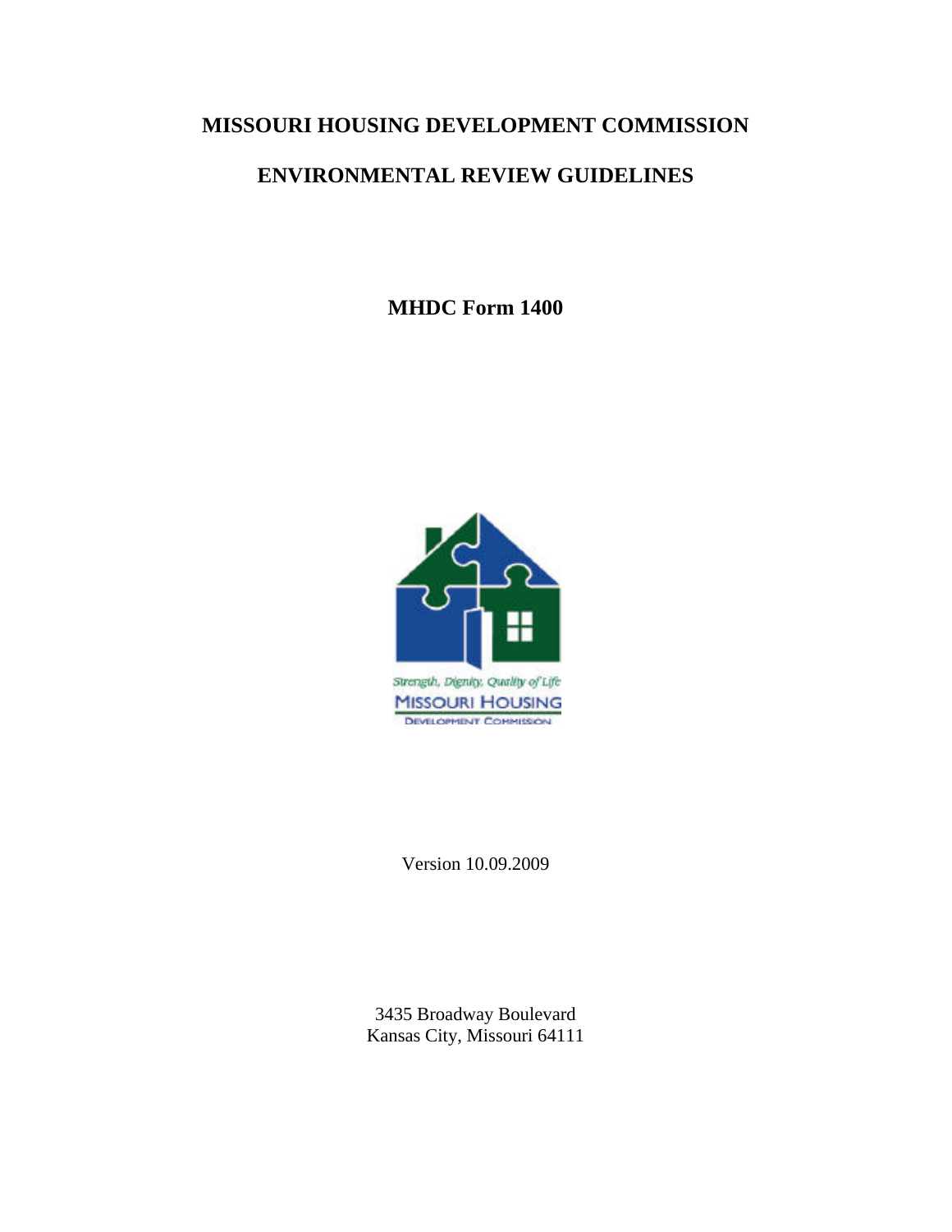# MISSOURI HOUSING DEVELOPMENT COMMISSION

# ENVIRONMENTAL REVIEW GUIDELINES

**MHDC Form 1400**

Strength, Dignity, Quality of Life

MISSOURI HOUSING

DEVELOPMENT COMMISSION

Version 10.09.2009

3435 Broadway Boulevard
Kansas City, Missouri 64111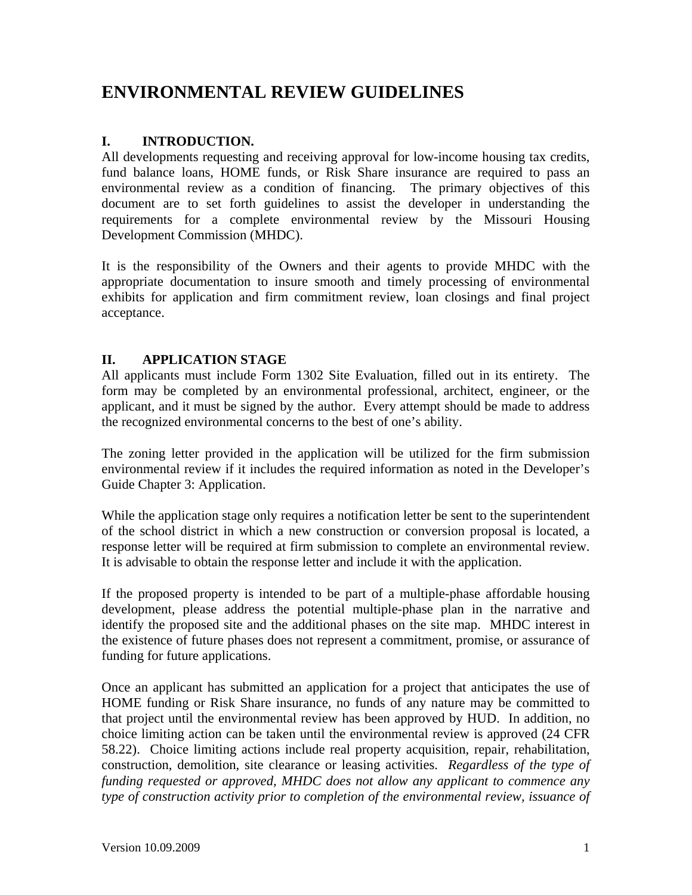# ENVIRONMENTAL REVIEW GUIDELINES

## I. INTRODUCTION.

All developments requesting and receiving approval for low-income housing tax credits, fund balance loans, HOME funds, or Risk Share insurance are required to pass an environmental review as a condition of financing. The primary objectives of this document are to set forth guidelines to assist the developer in understanding the requirements for a complete environmental review by the Missouri Housing Development Commission (MHDC).

It is the responsibility of the Owners and their agents to provide MHDC with the appropriate documentation to insure smooth and timely processing of environmental exhibits for application and firm commitment review, loan closings and final project acceptance.

## II. APPLICATION STAGE

All applicants must include Form 1302 Site Evaluation, filled out in its entirety. The form may be completed by an environmental professional, architect, engineer, or the applicant, and it must be signed by the author. Every attempt should be made to address the recognized environmental concerns to the best of one's ability.

The zoning letter provided in the application will be utilized for the firm submission environmental review if it includes the required information as noted in the Developer's Guide Chapter 3: Application.

While the application stage only requires a notification letter be sent to the superintendent of the school district in which a new construction or conversion proposal is located, a response letter will be required at firm submission to complete an environmental review. It is advisable to obtain the response letter and include it with the application.

If the proposed property is intended to be part of a multiple-phase affordable housing development, please address the potential multiple-phase plan in the narrative and identify the proposed site and the additional phases on the site map. MHDC interest in the existence of future phases does not represent a commitment, promise, or assurance of funding for future applications.

Once an applicant has submitted an application for a project that anticipates the use of HOME funding or Risk Share insurance, no funds of any nature may be committed to that project until the environmental review has been approved by HUD. In addition, no choice limiting action can be taken until the environmental review is approved (24 CFR 58.22). Choice limiting actions include real property acquisition, repair, rehabilitation, construction, demolition, site clearance or leasing activities. *Regardless of the type of funding requested or approved, MHDC does not allow any applicant to commence any type of construction activity prior to completion of the environmental review, issuance of*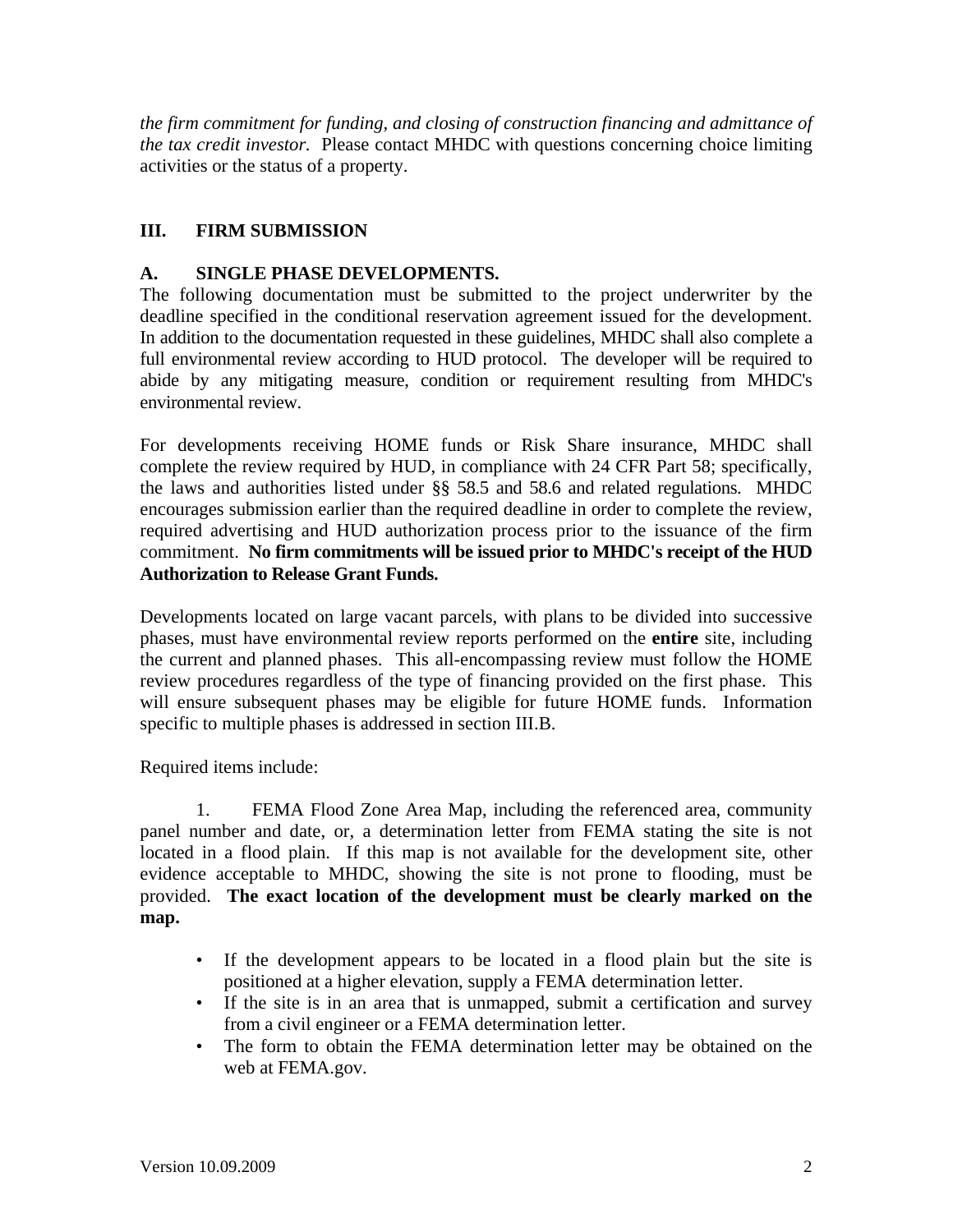*the firm commitment for funding, and closing of construction financing and admittance of the tax credit investor.* Please contact MHDC with questions concerning choice limiting activities or the status of a property.

## III. FIRM SUBMISSION

### A. SINGLE PHASE DEVELOPMENTS.

The following documentation must be submitted to the project underwriter by the deadline specified in the conditional reservation agreement issued for the development. In addition to the documentation requested in these guidelines, MHDC shall also complete a full environmental review according to HUD protocol. The developer will be required to abide by any mitigating measure, condition or requirement resulting from MHDC's environmental review.

For developments receiving HOME funds or Risk Share insurance, MHDC shall complete the review required by HUD, in compliance with 24 CFR Part 58; specifically, the laws and authorities listed under §§ 58.5 and 58.6 and related regulations. MHDC encourages submission earlier than the required deadline in order to complete the review, required advertising and HUD authorization process prior to the issuance of the firm commitment. **No firm commitments will be issued prior to MHDC's receipt of the HUD Authorization to Release Grant Funds.**

Developments located on large vacant parcels, with plans to be divided into successive phases, must have environmental review reports performed on the **entire** site, including the current and planned phases. This all-encompassing review must follow the HOME review procedures regardless of the type of financing provided on the first phase. This will ensure subsequent phases may be eligible for future HOME funds. Information specific to multiple phases is addressed in section III.B.

Required items include:

1. FEMA Flood Zone Area Map, including the referenced area, community panel number and date, or, a determination letter from FEMA stating the site is not located in a flood plain. If this map is not available for the development site, other evidence acceptable to MHDC, showing the site is not prone to flooding, must be provided. **The exact location of the development must be clearly marked on the map.**

   - If the development appears to be located in a flood plain but the site is positioned at a higher elevation, supply a FEMA determination letter.
   - If the site is in an area that is unmapped, submit a certification and survey from a civil engineer or a FEMA determination letter.
   - The form to obtain the FEMA determination letter may be obtained on the web at FEMA.gov.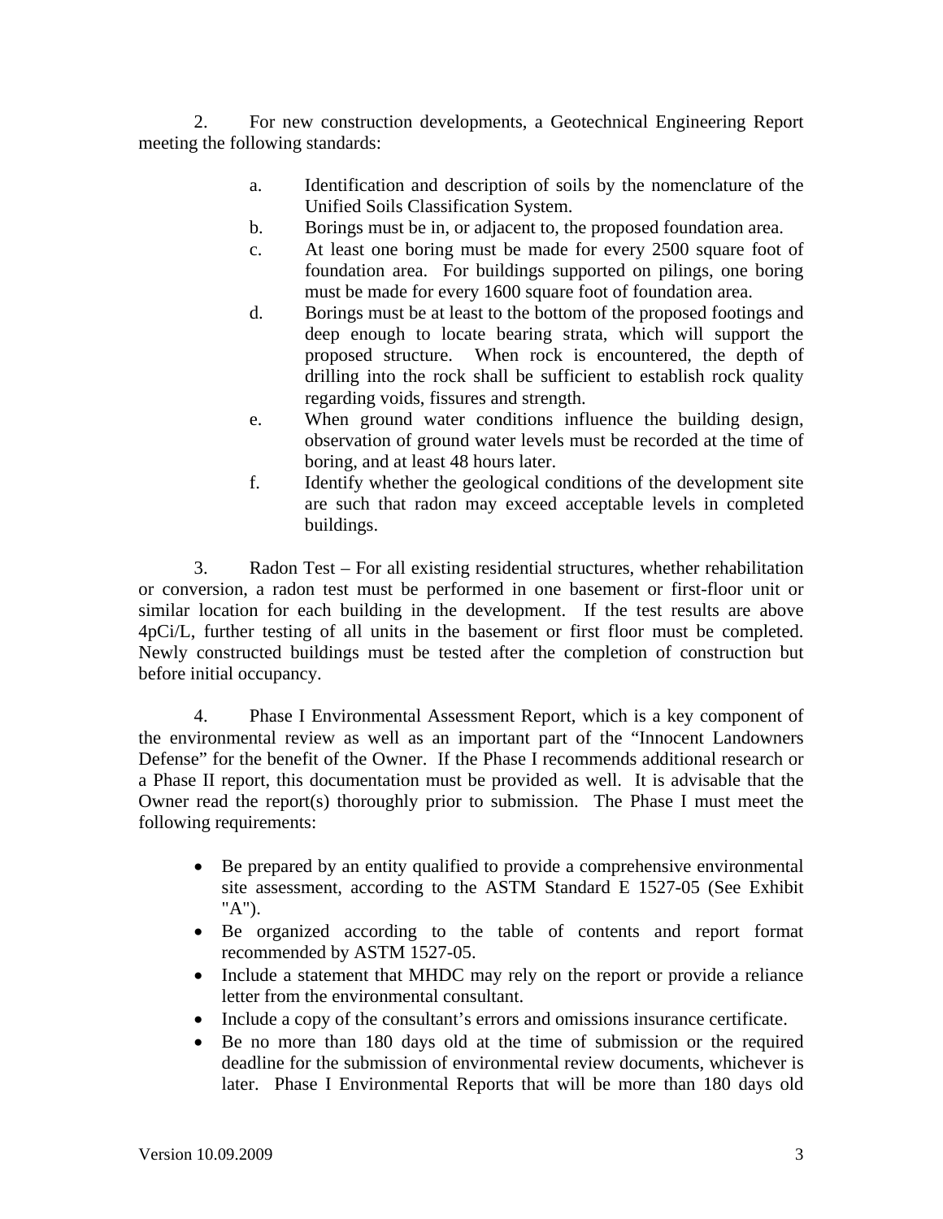2. For new construction developments, a Geotechnical Engineering Report meeting the following standards:

   a. Identification and description of soils by the nomenclature of the Unified Soils Classification System.
   b. Borings must be in, or adjacent to, the proposed foundation area.
   c. At least one boring must be made for every 2500 square foot of foundation area. For buildings supported on pilings, one boring must be made for every 1600 square foot of foundation area.
   d. Borings must be at least to the bottom of the proposed footings and deep enough to locate bearing strata, which will support the proposed structure. When rock is encountered, the depth of drilling into the rock shall be sufficient to establish rock quality regarding voids, fissures and strength.
   e. When ground water conditions influence the building design, observation of ground water levels must be recorded at the time of boring, and at least 48 hours later.
   f. Identify whether the geological conditions of the development site are such that radon may exceed acceptable levels in completed buildings.

3. Radon Test – For all existing residential structures, whether rehabilitation or conversion, a radon test must be performed in one basement or first-floor unit or similar location for each building in the development. If the test results are above 4pCi/L, further testing of all units in the basement or first floor must be completed. Newly constructed buildings must be tested after the completion of construction but before initial occupancy.

4. Phase I Environmental Assessment Report, which is a key component of the environmental review as well as an important part of the "Innocent Landowners Defense" for the benefit of the Owner. If the Phase I recommends additional research or a Phase II report, this documentation must be provided as well. It is advisable that the Owner read the report(s) thoroughly prior to submission. The Phase I must meet the following requirements:

   - Be prepared by an entity qualified to provide a comprehensive environmental site assessment, according to the ASTM Standard E 1527-05 (See Exhibit "A").
   - Be organized according to the table of contents and report format recommended by ASTM 1527-05.
   - Include a statement that MHDC may rely on the report or provide a reliance letter from the environmental consultant.
   - Include a copy of the consultant's errors and omissions insurance certificate.
   - Be no more than 180 days old at the time of submission or the required deadline for the submission of environmental review documents, whichever is later. Phase I Environmental Reports that will be more than 180 days old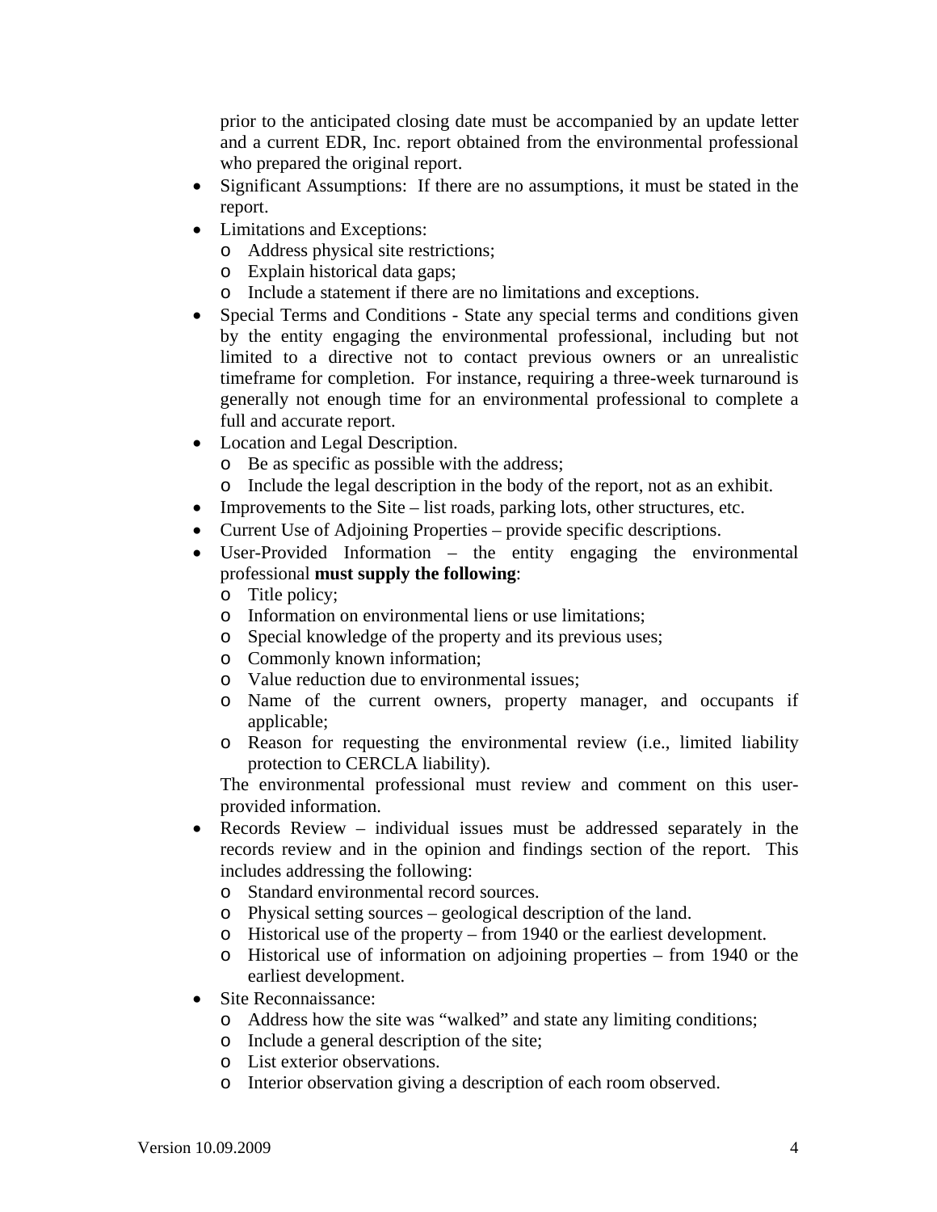prior to the anticipated closing date must be accompanied by an update letter and a current EDR, Inc. report obtained from the environmental professional who prepared the original report.

- Significant Assumptions: If there are no assumptions, it must be stated in the report.
- Limitations and Exceptions:
  - Address physical site restrictions;
  - Explain historical data gaps;
  - Include a statement if there are no limitations and exceptions.
- Special Terms and Conditions - State any special terms and conditions given by the entity engaging the environmental professional, including but not limited to a directive not to contact previous owners or an unrealistic timeframe for completion. For instance, requiring a three-week turnaround is generally not enough time for an environmental professional to complete a full and accurate report.
- Location and Legal Description.
  - Be as specific as possible with the address;
  - Include the legal description in the body of the report, not as an exhibit.
- Improvements to the Site – list roads, parking lots, other structures, etc.
- Current Use of Adjoining Properties – provide specific descriptions.
- User-Provided Information – the entity engaging the environmental professional **must supply the following**:
  - Title policy;
  - Information on environmental liens or use limitations;
  - Special knowledge of the property and its previous uses;
  - Commonly known information;
  - Value reduction due to environmental issues;
  - Name of the current owners, property manager, and occupants if applicable;
  - Reason for requesting the environmental review (i.e., limited liability protection to CERCLA liability).

  The environmental professional must review and comment on this user-provided information.
- Records Review – individual issues must be addressed separately in the records review and in the opinion and findings section of the report. This includes addressing the following:
  - Standard environmental record sources.
  - Physical setting sources – geological description of the land.
  - Historical use of the property – from 1940 or the earliest development.
  - Historical use of information on adjoining properties – from 1940 or the earliest development.
- Site Reconnaissance:
  - Address how the site was "walked" and state any limiting conditions;
  - Include a general description of the site;
  - List exterior observations.
  - Interior observation giving a description of each room observed.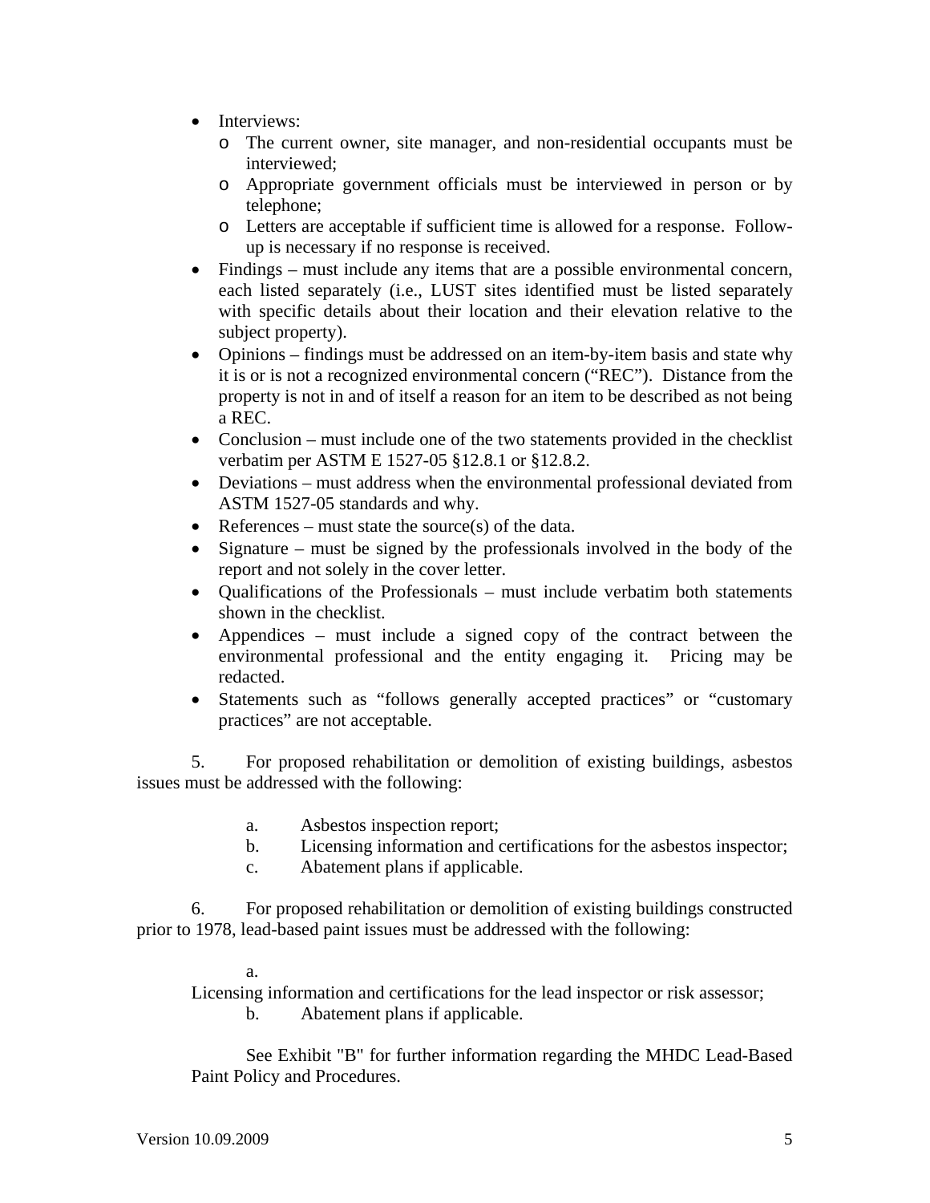- Interviews:
  - The current owner, site manager, and non-residential occupants must be interviewed;
  - Appropriate government officials must be interviewed in person or by telephone;
  - Letters are acceptable if sufficient time is allowed for a response. Follow-up is necessary if no response is received.
- Findings – must include any items that are a possible environmental concern, each listed separately (i.e., LUST sites identified must be listed separately with specific details about their location and their elevation relative to the subject property).
- Opinions – findings must be addressed on an item-by-item basis and state why it is or is not a recognized environmental concern ("REC"). Distance from the property is not in and of itself a reason for an item to be described as not being a REC.
- Conclusion – must include one of the two statements provided in the checklist verbatim per ASTM E 1527-05 §12.8.1 or §12.8.2.
- Deviations – must address when the environmental professional deviated from ASTM 1527-05 standards and why.
- References – must state the source(s) of the data.
- Signature – must be signed by the professionals involved in the body of the report and not solely in the cover letter.
- Qualifications of the Professionals – must include verbatim both statements shown in the checklist.
- Appendices – must include a signed copy of the contract between the environmental professional and the entity engaging it. Pricing may be redacted.
- Statements such as "follows generally accepted practices" or "customary practices" are not acceptable.

5. For proposed rehabilitation or demolition of existing buildings, asbestos issues must be addressed with the following:

   a. Asbestos inspection report;
   b. Licensing information and certifications for the asbestos inspector;
   c. Abatement plans if applicable.

6. For proposed rehabilitation or demolition of existing buildings constructed prior to 1978, lead-based paint issues must be addressed with the following:

   a. Licensing information and certifications for the lead inspector or risk assessor;
   b. Abatement plans if applicable.

   See Exhibit "B" for further information regarding the MHDC Lead-Based Paint Policy and Procedures.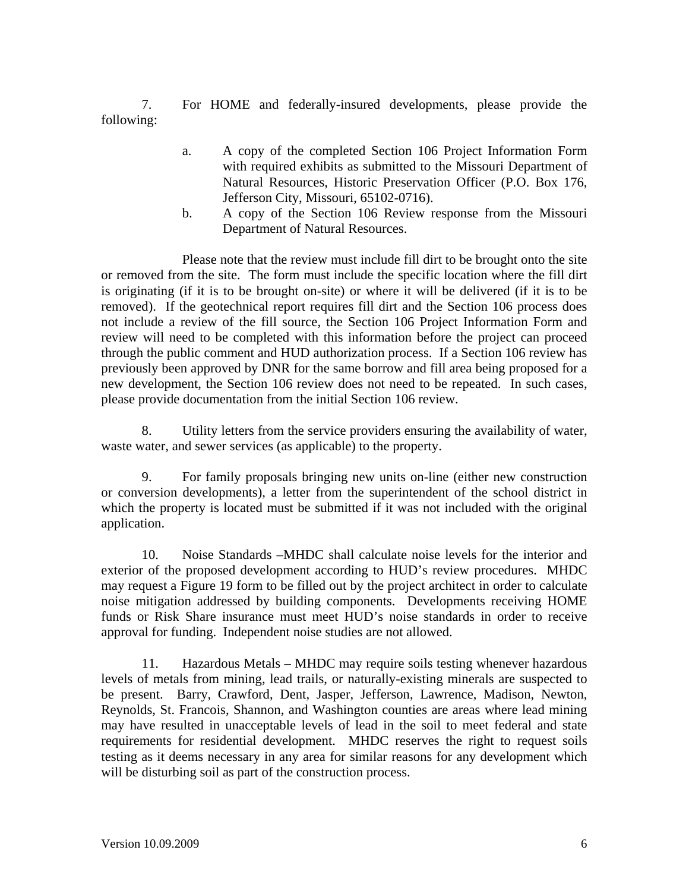7. For HOME and federally-insured developments, please provide the following:

   a. A copy of the completed Section 106 Project Information Form with required exhibits as submitted to the Missouri Department of Natural Resources, Historic Preservation Officer (P.O. Box 176, Jefferson City, Missouri, 65102-0716).
   b. A copy of the Section 106 Review response from the Missouri Department of Natural Resources.

   Please note that the review must include fill dirt to be brought onto the site or removed from the site. The form must include the specific location where the fill dirt is originating (if it is to be brought on-site) or where it will be delivered (if it is to be removed). If the geotechnical report requires fill dirt and the Section 106 process does not include a review of the fill source, the Section 106 Project Information Form and review will need to be completed with this information before the project can proceed through the public comment and HUD authorization process. If a Section 106 review has previously been approved by DNR for the same borrow and fill area being proposed for a new development, the Section 106 review does not need to be repeated. In such cases, please provide documentation from the initial Section 106 review.

8. Utility letters from the service providers ensuring the availability of water, waste water, and sewer services (as applicable) to the property.

9. For family proposals bringing new units on-line (either new construction or conversion developments), a letter from the superintendent of the school district in which the property is located must be submitted if it was not included with the original application.

10. Noise Standards –MHDC shall calculate noise levels for the interior and exterior of the proposed development according to HUD's review procedures. MHDC may request a Figure 19 form to be filled out by the project architect in order to calculate noise mitigation addressed by building components. Developments receiving HOME funds or Risk Share insurance must meet HUD's noise standards in order to receive approval for funding. Independent noise studies are not allowed.

11. Hazardous Metals – MHDC may require soils testing whenever hazardous levels of metals from mining, lead trails, or naturally-existing minerals are suspected to be present. Barry, Crawford, Dent, Jasper, Jefferson, Lawrence, Madison, Newton, Reynolds, St. Francois, Shannon, and Washington counties are areas where lead mining may have resulted in unacceptable levels of lead in the soil to meet federal and state requirements for residential development. MHDC reserves the right to request soils testing as it deems necessary in any area for similar reasons for any development which will be disturbing soil as part of the construction process.

Version 10.09.2009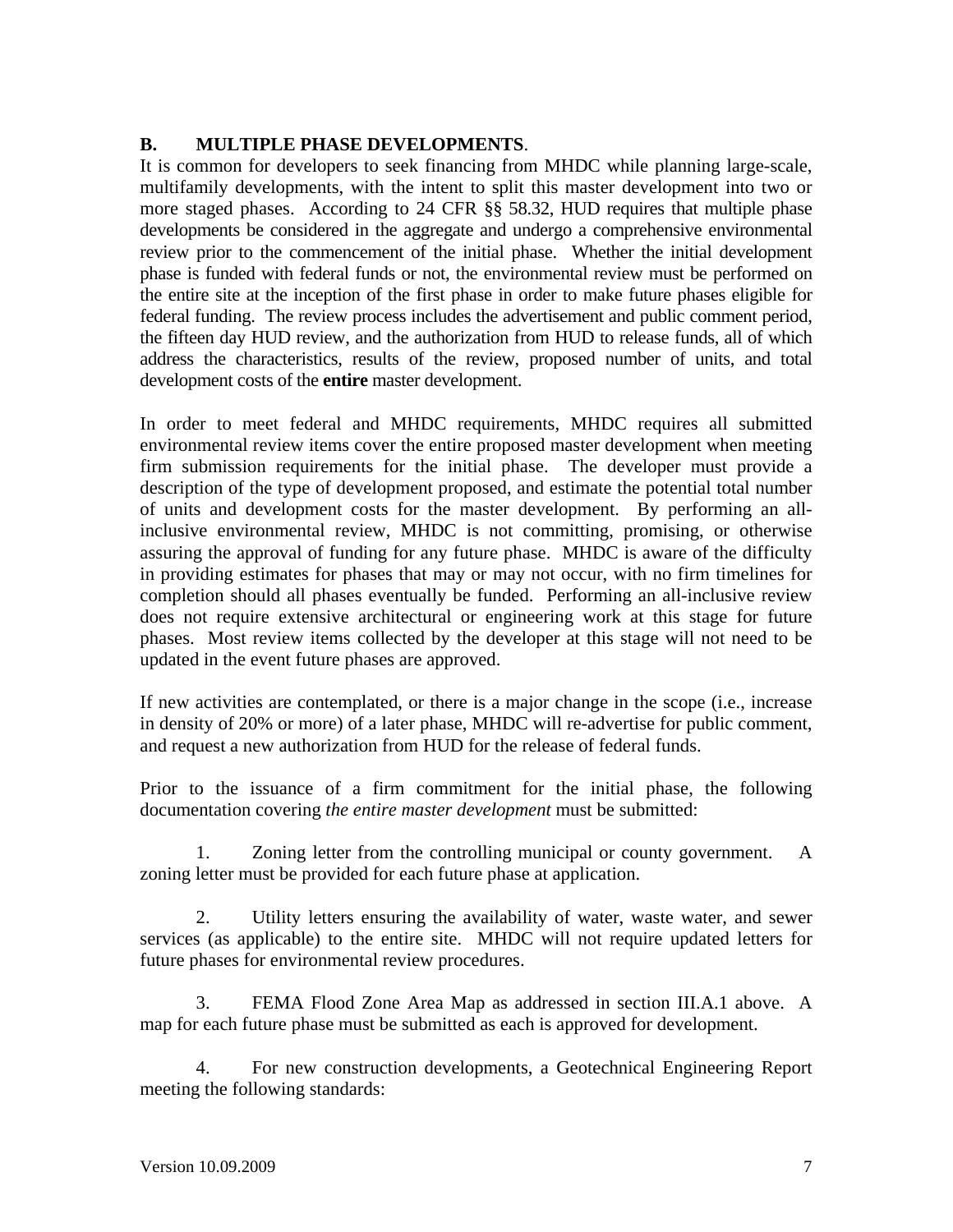### B. MULTIPLE PHASE DEVELOPMENTS.

It is common for developers to seek financing from MHDC while planning large-scale, multifamily developments, with the intent to split this master development into two or more staged phases. According to 24 CFR §§ 58.32, HUD requires that multiple phase developments be considered in the aggregate and undergo a comprehensive environmental review prior to the commencement of the initial phase. Whether the initial development phase is funded with federal funds or not, the environmental review must be performed on the entire site at the inception of the first phase in order to make future phases eligible for federal funding. The review process includes the advertisement and public comment period, the fifteen day HUD review, and the authorization from HUD to release funds, all of which address the characteristics, results of the review, proposed number of units, and total development costs of the **entire** master development.

In order to meet federal and MHDC requirements, MHDC requires all submitted environmental review items cover the entire proposed master development when meeting firm submission requirements for the initial phase. The developer must provide a description of the type of development proposed, and estimate the potential total number of units and development costs for the master development. By performing an all-inclusive environmental review, MHDC is not committing, promising, or otherwise assuring the approval of funding for any future phase. MHDC is aware of the difficulty in providing estimates for phases that may or may not occur, with no firm timelines for completion should all phases eventually be funded. Performing an all-inclusive review does not require extensive architectural or engineering work at this stage for future phases. Most review items collected by the developer at this stage will not need to be updated in the event future phases are approved.

If new activities are contemplated, or there is a major change in the scope (i.e., increase in density of 20% or more) of a later phase, MHDC will re-advertise for public comment, and request a new authorization from HUD for the release of federal funds.

Prior to the issuance of a firm commitment for the initial phase, the following documentation covering *the entire master development* must be submitted:

1. Zoning letter from the controlling municipal or county government. A zoning letter must be provided for each future phase at application.

2. Utility letters ensuring the availability of water, waste water, and sewer services (as applicable) to the entire site. MHDC will not require updated letters for future phases for environmental review procedures.

3. FEMA Flood Zone Area Map as addressed in section III.A.1 above. A map for each future phase must be submitted as each is approved for development.

4. For new construction developments, a Geotechnical Engineering Report meeting the following standards: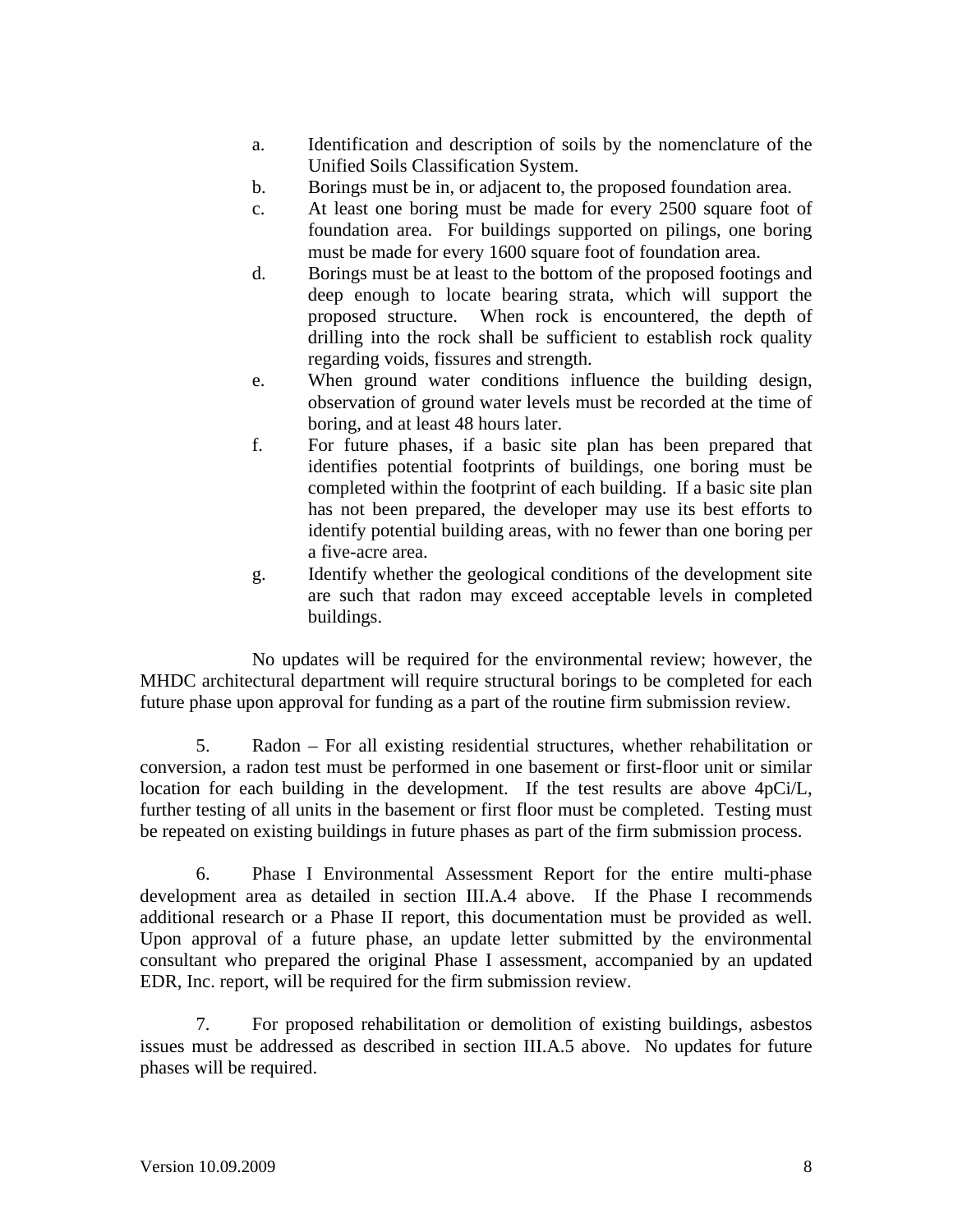a. Identification and description of soils by the nomenclature of the Unified Soils Classification System.
b. Borings must be in, or adjacent to, the proposed foundation area.
c. At least one boring must be made for every 2500 square foot of foundation area. For buildings supported on pilings, one boring must be made for every 1600 square foot of foundation area.
d. Borings must be at least to the bottom of the proposed footings and deep enough to locate bearing strata, which will support the proposed structure. When rock is encountered, the depth of drilling into the rock shall be sufficient to establish rock quality regarding voids, fissures and strength.
e. When ground water conditions influence the building design, observation of ground water levels must be recorded at the time of boring, and at least 48 hours later.
f. For future phases, if a basic site plan has been prepared that identifies potential footprints of buildings, one boring must be completed within the footprint of each building. If a basic site plan has not been prepared, the developer may use its best efforts to identify potential building areas, with no fewer than one boring per a five-acre area.
g. Identify whether the geological conditions of the development site are such that radon may exceed acceptable levels in completed buildings.

No updates will be required for the environmental review; however, the MHDC architectural department will require structural borings to be completed for each future phase upon approval for funding as a part of the routine firm submission review.

5. Radon – For all existing residential structures, whether rehabilitation or conversion, a radon test must be performed in one basement or first-floor unit or similar location for each building in the development. If the test results are above 4pCi/L, further testing of all units in the basement or first floor must be completed. Testing must be repeated on existing buildings in future phases as part of the firm submission process.

6. Phase I Environmental Assessment Report for the entire multi-phase development area as detailed in section III.A.4 above. If the Phase I recommends additional research or a Phase II report, this documentation must be provided as well. Upon approval of a future phase, an update letter submitted by the environmental consultant who prepared the original Phase I assessment, accompanied by an updated EDR, Inc. report, will be required for the firm submission review.

7. For proposed rehabilitation or demolition of existing buildings, asbestos issues must be addressed as described in section III.A.5 above. No updates for future phases will be required.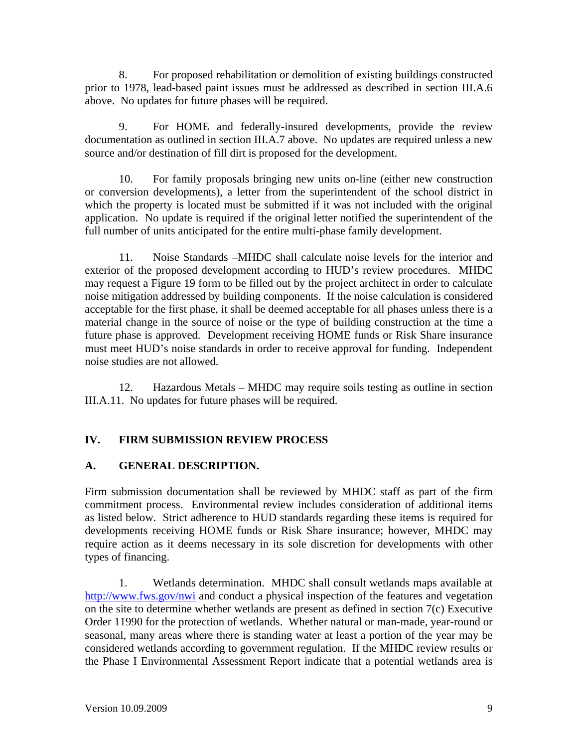8. For proposed rehabilitation or demolition of existing buildings constructed prior to 1978, lead-based paint issues must be addressed as described in section III.A.6 above. No updates for future phases will be required.

9. For HOME and federally-insured developments, provide the review documentation as outlined in section III.A.7 above. No updates are required unless a new source and/or destination of fill dirt is proposed for the development.

10. For family proposals bringing new units on-line (either new construction or conversion developments), a letter from the superintendent of the school district in which the property is located must be submitted if it was not included with the original application. No update is required if the original letter notified the superintendent of the full number of units anticipated for the entire multi-phase family development.

11. Noise Standards –MHDC shall calculate noise levels for the interior and exterior of the proposed development according to HUD's review procedures. MHDC may request a Figure 19 form to be filled out by the project architect in order to calculate noise mitigation addressed by building components. If the noise calculation is considered acceptable for the first phase, it shall be deemed acceptable for all phases unless there is a material change in the source of noise or the type of building construction at the time a future phase is approved. Development receiving HOME funds or Risk Share insurance must meet HUD's noise standards in order to receive approval for funding. Independent noise studies are not allowed.

12. Hazardous Metals – MHDC may require soils testing as outline in section III.A.11. No updates for future phases will be required.

## IV. FIRM SUBMISSION REVIEW PROCESS

### A. GENERAL DESCRIPTION.

Firm submission documentation shall be reviewed by MHDC staff as part of the firm commitment process. Environmental review includes consideration of additional items as listed below. Strict adherence to HUD standards regarding these items is required for developments receiving HOME funds or Risk Share insurance; however, MHDC may require action as it deems necessary in its sole discretion for developments with other types of financing.

1. Wetlands determination. MHDC shall consult wetlands maps available at http://www.fws.gov/nwi and conduct a physical inspection of the features and vegetation on the site to determine whether wetlands are present as defined in section 7(c) Executive Order 11990 for the protection of wetlands. Whether natural or man-made, year-round or seasonal, many areas where there is standing water at least a portion of the year may be considered wetlands according to government regulation. If the MHDC review results or the Phase I Environmental Assessment Report indicate that a potential wetlands area is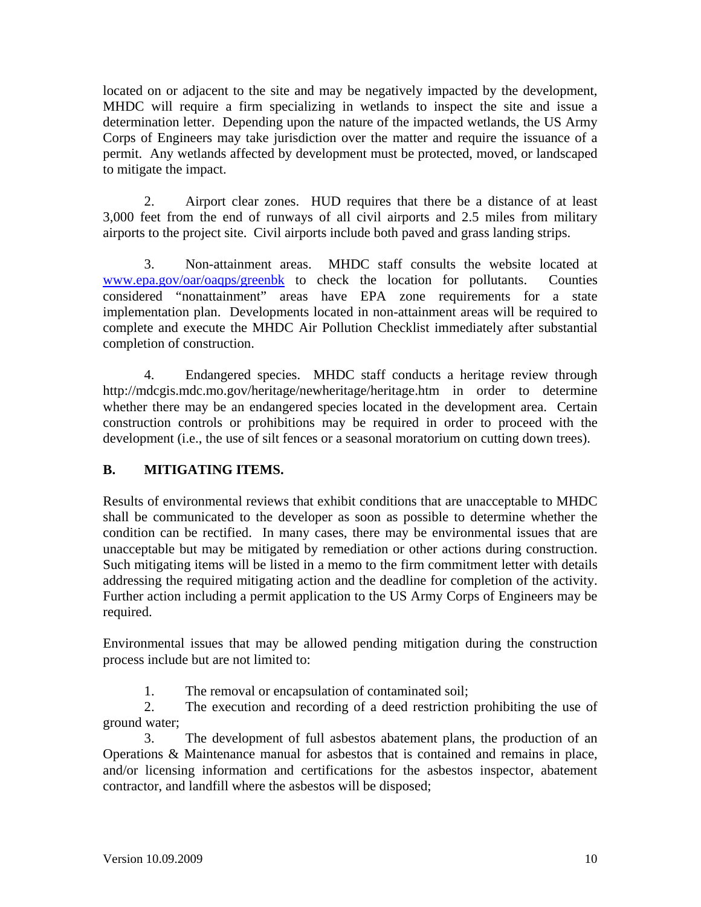located on or adjacent to the site and may be negatively impacted by the development, MHDC will require a firm specializing in wetlands to inspect the site and issue a determination letter. Depending upon the nature of the impacted wetlands, the US Army Corps of Engineers may take jurisdiction over the matter and require the issuance of a permit. Any wetlands affected by development must be protected, moved, or landscaped to mitigate the impact.

2. Airport clear zones. HUD requires that there be a distance of at least 3,000 feet from the end of runways of all civil airports and 2.5 miles from military airports to the project site. Civil airports include both paved and grass landing strips.

3. Non-attainment areas. MHDC staff consults the website located at [www.epa.gov/oar/oaqps/greenbk](www.epa.gov/oar/oaqps/greenbk) to check the location for pollutants. Counties considered "nonattainment" areas have EPA zone requirements for a state implementation plan. Developments located in non-attainment areas will be required to complete and execute the MHDC Air Pollution Checklist immediately after substantial completion of construction.

4. Endangered species. MHDC staff conducts a heritage review through http://mdcgis.mdc.mo.gov/heritage/newheritage/heritage.htm in order to determine whether there may be an endangered species located in the development area. Certain construction controls or prohibitions may be required in order to proceed with the development (i.e., the use of silt fences or a seasonal moratorium on cutting down trees).

## B. MITIGATING ITEMS.

Results of environmental reviews that exhibit conditions that are unacceptable to MHDC shall be communicated to the developer as soon as possible to determine whether the condition can be rectified. In many cases, there may be environmental issues that are unacceptable but may be mitigated by remediation or other actions during construction. Such mitigating items will be listed in a memo to the firm commitment letter with details addressing the required mitigating action and the deadline for completion of the activity. Further action including a permit application to the US Army Corps of Engineers may be required.

Environmental issues that may be allowed pending mitigation during the construction process include but are not limited to:

1. The removal or encapsulation of contaminated soil;
2. The execution and recording of a deed restriction prohibiting the use of ground water;
3. The development of full asbestos abatement plans, the production of an Operations & Maintenance manual for asbestos that is contained and remains in place, and/or licensing information and certifications for the asbestos inspector, abatement contractor, and landfill where the asbestos will be disposed;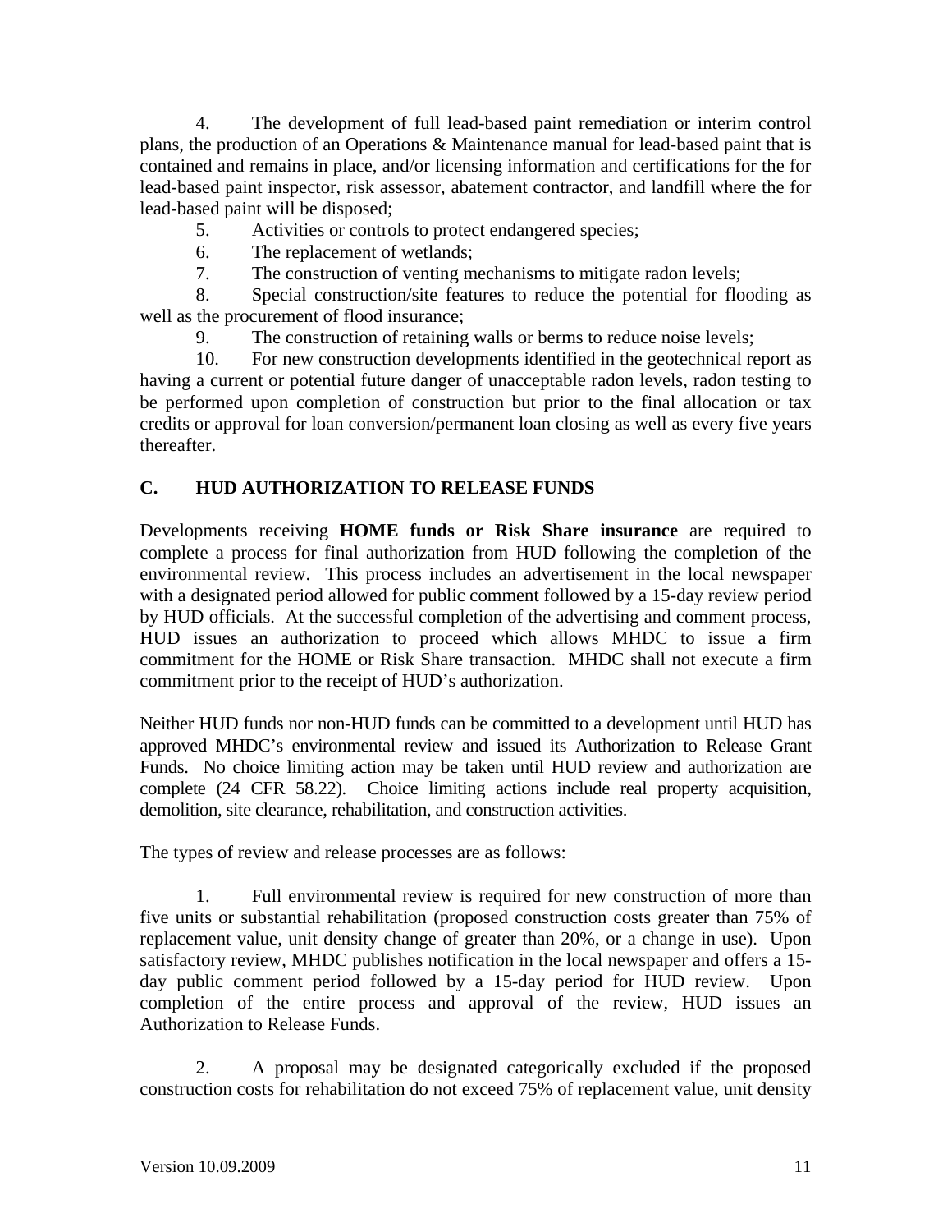4. The development of full lead-based paint remediation or interim control plans, the production of an Operations & Maintenance manual for lead-based paint that is contained and remains in place, and/or licensing information and certifications for the for lead-based paint inspector, risk assessor, abatement contractor, and landfill where the for lead-based paint will be disposed;

5. Activities or controls to protect endangered species;

6. The replacement of wetlands;

7. The construction of venting mechanisms to mitigate radon levels;

8. Special construction/site features to reduce the potential for flooding as well as the procurement of flood insurance;

9. The construction of retaining walls or berms to reduce noise levels;

10. For new construction developments identified in the geotechnical report as having a current or potential future danger of unacceptable radon levels, radon testing to be performed upon completion of construction but prior to the final allocation or tax credits or approval for loan conversion/permanent loan closing as well as every five years thereafter.

## C. HUD AUTHORIZATION TO RELEASE FUNDS

Developments receiving **HOME funds or Risk Share insurance** are required to complete a process for final authorization from HUD following the completion of the environmental review. This process includes an advertisement in the local newspaper with a designated period allowed for public comment followed by a 15-day review period by HUD officials. At the successful completion of the advertising and comment process, HUD issues an authorization to proceed which allows MHDC to issue a firm commitment for the HOME or Risk Share transaction. MHDC shall not execute a firm commitment prior to the receipt of HUD's authorization.

Neither HUD funds nor non-HUD funds can be committed to a development until HUD has approved MHDC's environmental review and issued its Authorization to Release Grant Funds. No choice limiting action may be taken until HUD review and authorization are complete (24 CFR 58.22). Choice limiting actions include real property acquisition, demolition, site clearance, rehabilitation, and construction activities.

The types of review and release processes are as follows:

1. Full environmental review is required for new construction of more than five units or substantial rehabilitation (proposed construction costs greater than 75% of replacement value, unit density change of greater than 20%, or a change in use). Upon satisfactory review, MHDC publishes notification in the local newspaper and offers a 15-day public comment period followed by a 15-day period for HUD review. Upon completion of the entire process and approval of the review, HUD issues an Authorization to Release Funds.

2. A proposal may be designated categorically excluded if the proposed construction costs for rehabilitation do not exceed 75% of replacement value, unit density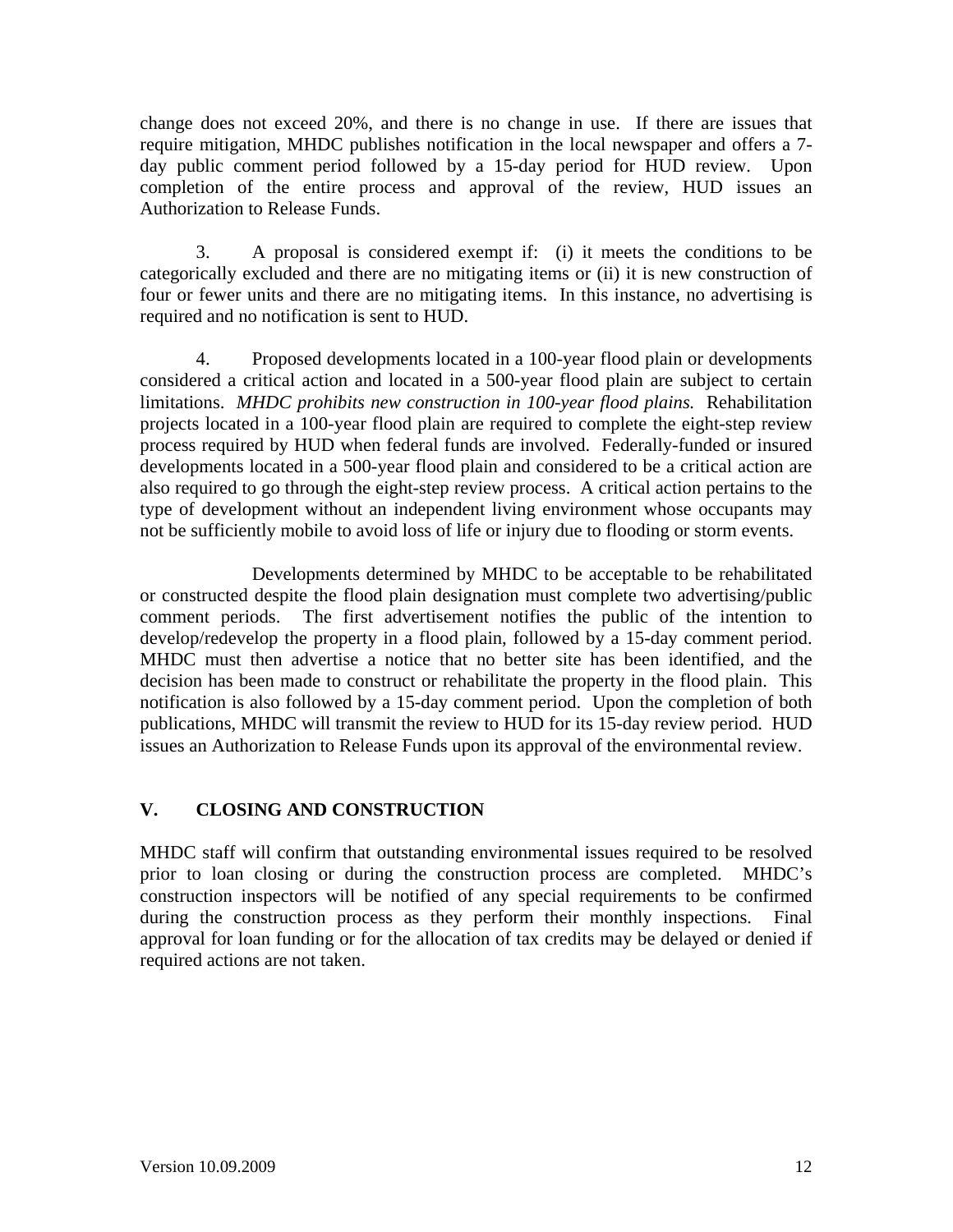change does not exceed 20%, and there is no change in use. If there are issues that require mitigation, MHDC publishes notification in the local newspaper and offers a 7-day public comment period followed by a 15-day period for HUD review. Upon completion of the entire process and approval of the review, HUD issues an Authorization to Release Funds.

3. A proposal is considered exempt if: (i) it meets the conditions to be categorically excluded and there are no mitigating items or (ii) it is new construction of four or fewer units and there are no mitigating items. In this instance, no advertising is required and no notification is sent to HUD.

4. Proposed developments located in a 100-year flood plain or developments considered a critical action and located in a 500-year flood plain are subject to certain limitations. *MHDC prohibits new construction in 100-year flood plains.* Rehabilitation projects located in a 100-year flood plain are required to complete the eight-step review process required by HUD when federal funds are involved. Federally-funded or insured developments located in a 500-year flood plain and considered to be a critical action are also required to go through the eight-step review process. A critical action pertains to the type of development without an independent living environment whose occupants may not be sufficiently mobile to avoid loss of life or injury due to flooding or storm events.

Developments determined by MHDC to be acceptable to be rehabilitated or constructed despite the flood plain designation must complete two advertising/public comment periods. The first advertisement notifies the public of the intention to develop/redevelop the property in a flood plain, followed by a 15-day comment period. MHDC must then advertise a notice that no better site has been identified, and the decision has been made to construct or rehabilitate the property in the flood plain. This notification is also followed by a 15-day comment period. Upon the completion of both publications, MHDC will transmit the review to HUD for its 15-day review period. HUD issues an Authorization to Release Funds upon its approval of the environmental review.

## V. CLOSING AND CONSTRUCTION

MHDC staff will confirm that outstanding environmental issues required to be resolved prior to loan closing or during the construction process are completed. MHDC's construction inspectors will be notified of any special requirements to be confirmed during the construction process as they perform their monthly inspections. Final approval for loan funding or for the allocation of tax credits may be delayed or denied if required actions are not taken.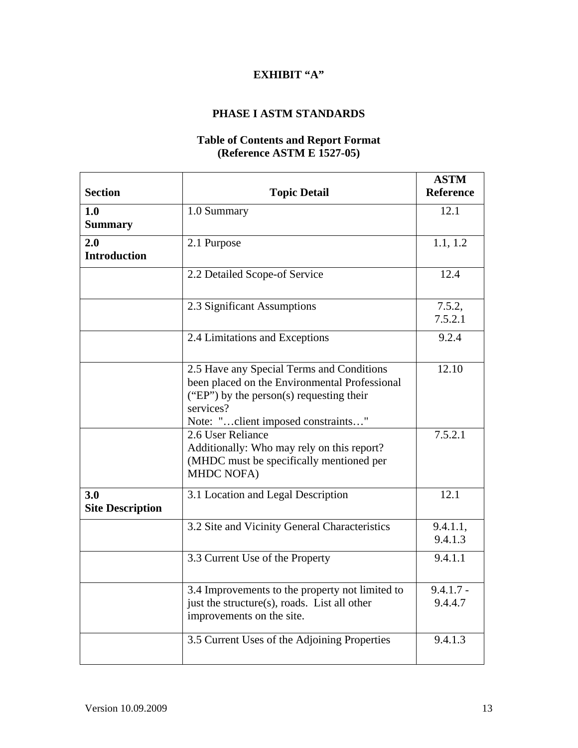**EXHIBIT "A"**

**PHASE I ASTM STANDARDS**

**Table of Contents and Report Format**
**(Reference ASTM E 1527-05)**

| **Section** | **Topic Detail** | **ASTM Reference** |
|---|---|---|
| **1.0 Summary** | 1.0 Summary | 12.1 |
| **2.0 Introduction** | 2.1 Purpose | 1.1, 1.2 |
| | 2.2 Detailed Scope-of Service | 12.4 |
| | 2.3 Significant Assumptions | 7.5.2, 7.5.2.1 |
| | 2.4 Limitations and Exceptions | 9.2.4 |
| | 2.5 Have any Special Terms and Conditions been placed on the Environmental Professional ("EP") by the person(s) requesting their services? Note: "…client imposed constraints…" | 12.10 |
| | 2.6 User Reliance Additionally: Who may rely on this report? (MHDC must be specifically mentioned per MHDC NOFA) | 7.5.2.1 |
| **3.0 Site Description** | 3.1 Location and Legal Description | 12.1 |
| | 3.2 Site and Vicinity General Characteristics | 9.4.1.1, 9.4.1.3 |
| | 3.3 Current Use of the Property | 9.4.1.1 |
| | 3.4 Improvements to the property not limited to just the structure(s), roads. List all other improvements on the site. | 9.4.1.7 - 9.4.4.7 |
| | 3.5 Current Uses of the Adjoining Properties | 9.4.1.3 |

Version 10.09.2009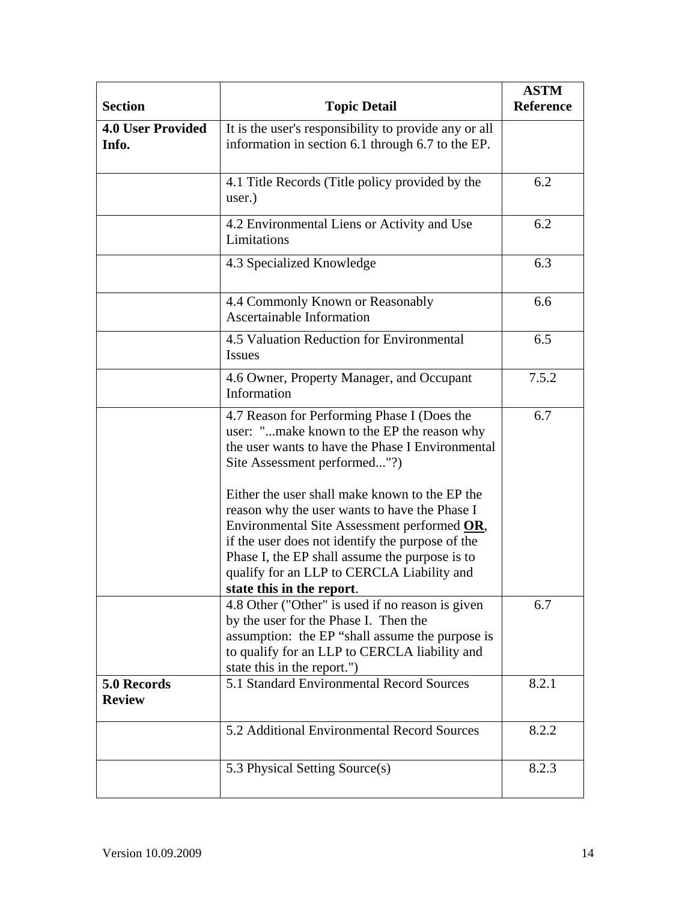| Section | Topic Detail | ASTM Reference |
|---|---|---|
| **4.0 User Provided Info.** | It is the user's responsibility to provide any or all information in section 6.1 through 6.7 to the EP. | |
| | 4.1 Title Records (Title policy provided by the user.) | 6.2 |
| | 4.2 Environmental Liens or Activity and Use Limitations | 6.2 |
| | 4.3 Specialized Knowledge | 6.3 |
| | 4.4 Commonly Known or Reasonably Ascertainable Information | 6.6 |
| | 4.5 Valuation Reduction for Environmental Issues | 6.5 |
| | 4.6 Owner, Property Manager, and Occupant Information | 7.5.2 |
| | 4.7 Reason for Performing Phase I (Does the user: "...make known to the EP the reason why the user wants to have the Phase I Environmental Site Assessment performed..."?)<br><br>Either the user shall make known to the EP the reason why the user wants to have the Phase I Environmental Site Assessment performed **OR**, if the user does not identify the purpose of the Phase I, the EP shall assume the purpose is to qualify for an LLP to CERCLA Liability and **state this in the report**. | 6.7 |
| | 4.8 Other ("Other" is used if no reason is given by the user for the Phase I. Then the assumption: the EP "shall assume the purpose is to qualify for an LLP to CERCLA liability and state this in the report.") | 6.7 |
| **5.0 Records Review** | 5.1 Standard Environmental Record Sources | 8.2.1 |
| | 5.2 Additional Environmental Record Sources | 8.2.2 |
| | 5.3 Physical Setting Source(s) | 8.2.3 |

Version 10.09.2009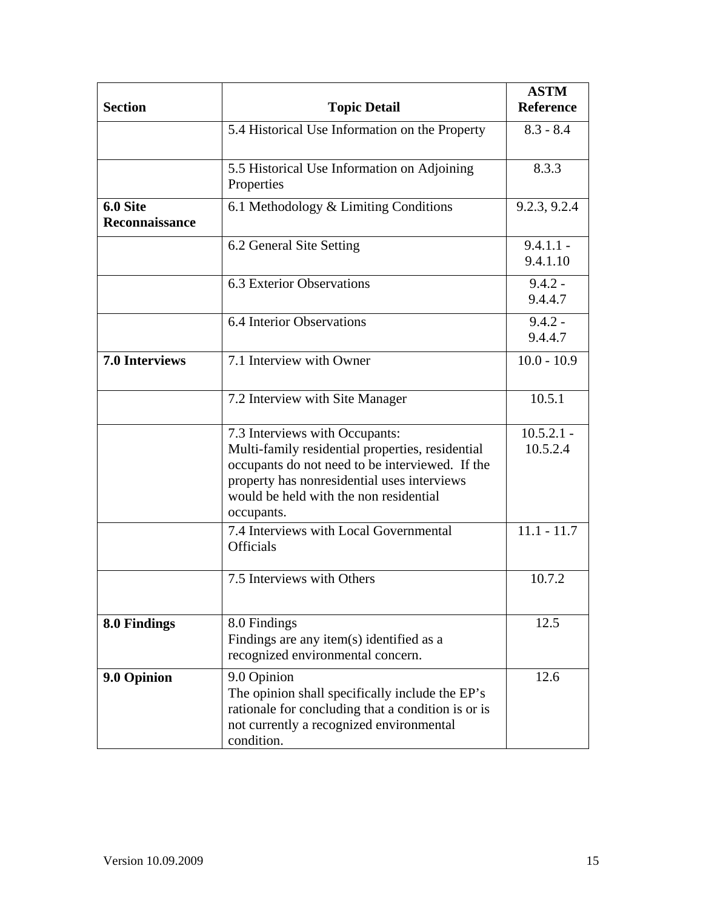| Section | Topic Detail | ASTM Reference |
|---|---|---|
| | 5.4 Historical Use Information on the Property | 8.3 - 8.4 |
| | 5.5 Historical Use Information on Adjoining Properties | 8.3.3 |
| **6.0 Site Reconnaissance** | 6.1 Methodology & Limiting Conditions | 9.2.3, 9.2.4 |
| | 6.2 General Site Setting | 9.4.1.1 - 9.4.1.10 |
| | 6.3 Exterior Observations | 9.4.2 - 9.4.4.7 |
| | 6.4 Interior Observations | 9.4.2 - 9.4.4.7 |
| **7.0 Interviews** | 7.1 Interview with Owner | 10.0 - 10.9 |
| | 7.2 Interview with Site Manager | 10.5.1 |
| | 7.3 Interviews with Occupants: Multi-family residential properties, residential occupants do not need to be interviewed. If the property has nonresidential uses interviews would be held with the non residential occupants. | 10.5.2.1 - 10.5.2.4 |
| | 7.4 Interviews with Local Governmental Officials | 11.1 - 11.7 |
| | 7.5 Interviews with Others | 10.7.2 |
| **8.0 Findings** | 8.0 Findings Findings are any item(s) identified as a recognized environmental concern. | 12.5 |
| **9.0 Opinion** | 9.0 Opinion The opinion shall specifically include the EP's rationale for concluding that a condition is or is not currently a recognized environmental condition. | 12.6 |

Version 10.09.2009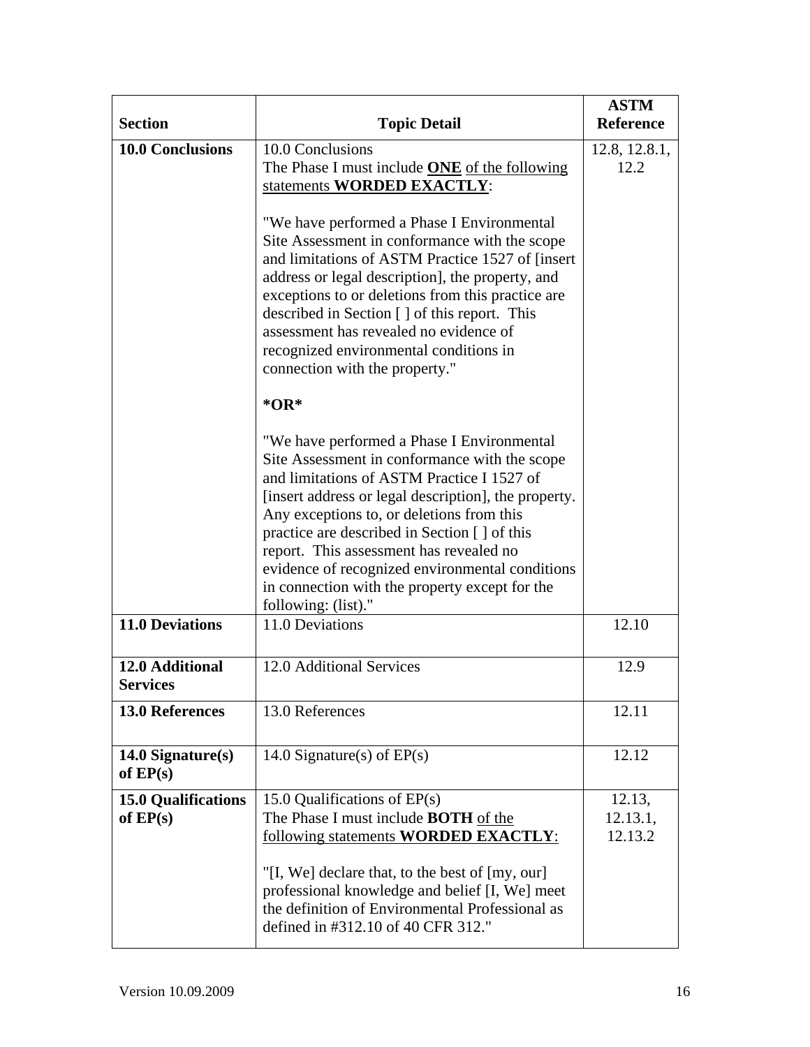| Section | Topic Detail | ASTM Reference |
| --- | --- | --- |
| **10.0 Conclusions** | 10.0 Conclusions<br>The Phase I must include **<u>ONE</u>** <u>of the following statements</u> **<u>WORDED EXACTLY</u>**:<br><br>"We have performed a Phase I Environmental Site Assessment in conformance with the scope and limitations of ASTM Practice 1527 of [insert address or legal description], the property, and exceptions to or deletions from this practice are described in Section [ ] of this report. This assessment has revealed no evidence of recognized environmental conditions in connection with the property."<br><br>**\*OR\***<br><br>"We have performed a Phase I Environmental Site Assessment in conformance with the scope and limitations of ASTM Practice I 1527 of [insert address or legal description], the property. Any exceptions to, or deletions from this practice are described in Section [ ] of this report. This assessment has revealed no evidence of recognized environmental conditions in connection with the property except for the following: (list)." | 12.8, 12.8.1, 12.2 |
| **11.0 Deviations** | 11.0 Deviations | 12.10 |
| **12.0 Additional Services** | 12.0 Additional Services | 12.9 |
| **13.0 References** | 13.0 References | 12.11 |
| **14.0 Signature(s) of EP(s)** | 14.0 Signature(s) of EP(s) | 12.12 |
| **15.0 Qualifications of EP(s)** | 15.0 Qualifications of EP(s)<br>The Phase I must include **BOTH** <u>of the following statements</u> **<u>WORDED EXACTLY</u>**:<br><br>"[I, We] declare that, to the best of [my, our] professional knowledge and belief [I, We] meet the definition of Environmental Professional as defined in #312.10 of 40 CFR 312." | 12.13, 12.13.1, 12.13.2 |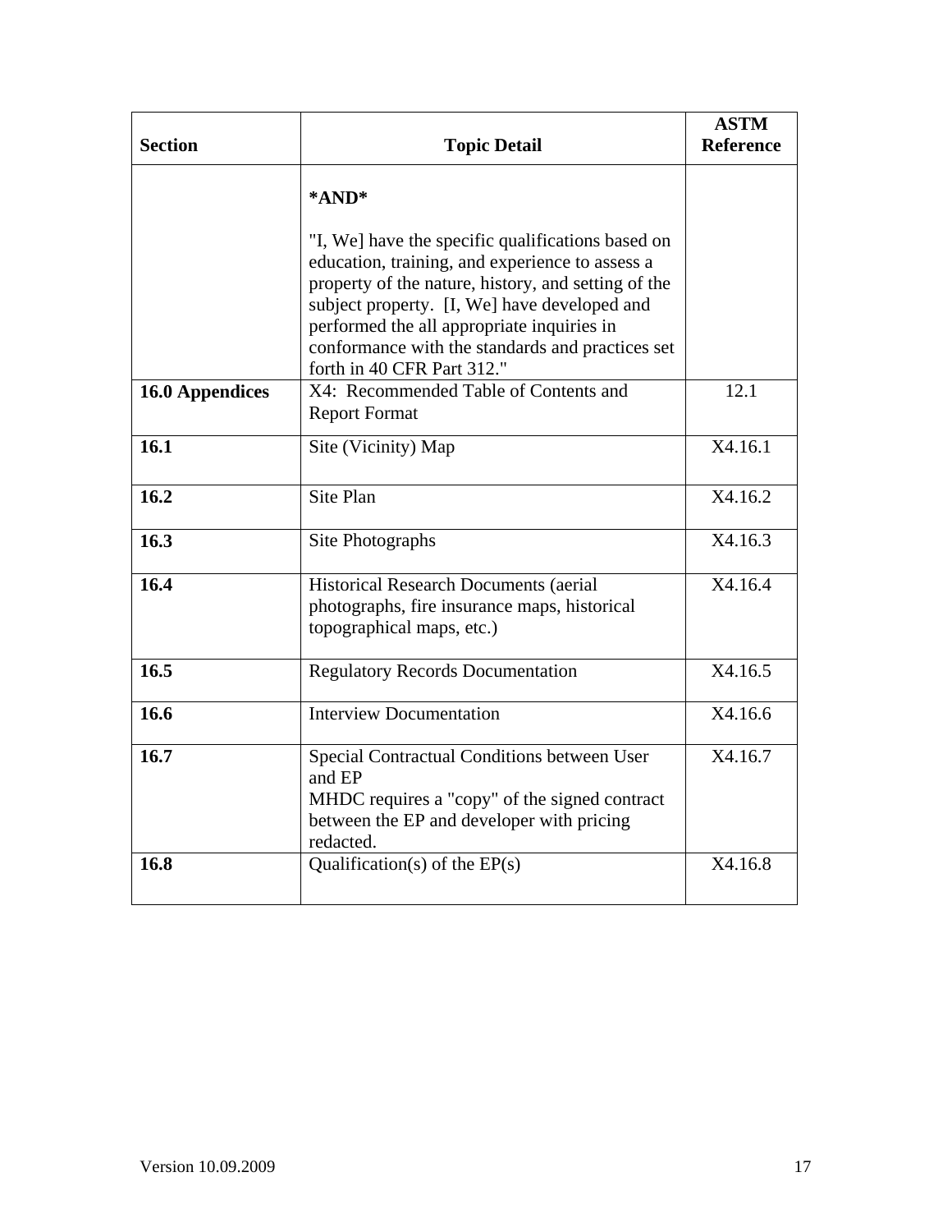| Section | Topic Detail | ASTM Reference |
|---|---|---|
| | **\*AND\***<br><br>"I, We] have the specific qualifications based on education, training, and experience to assess a property of the nature, history, and setting of the subject property. [I, We] have developed and performed the all appropriate inquiries in conformance with the standards and practices set forth in 40 CFR Part 312." | |
| **16.0 Appendices** | X4: Recommended Table of Contents and Report Format | 12.1 |
| **16.1** | Site (Vicinity) Map | X4.16.1 |
| **16.2** | Site Plan | X4.16.2 |
| **16.3** | Site Photographs | X4.16.3 |
| **16.4** | Historical Research Documents (aerial photographs, fire insurance maps, historical topographical maps, etc.) | X4.16.4 |
| **16.5** | Regulatory Records Documentation | X4.16.5 |
| **16.6** | Interview Documentation | X4.16.6 |
| **16.7** | Special Contractual Conditions between User and EP<br>MHDC requires a "copy" of the signed contract between the EP and developer with pricing redacted. | X4.16.7 |
| **16.8** | Qualification(s) of the EP(s) | X4.16.8 |

Version 10.09.2009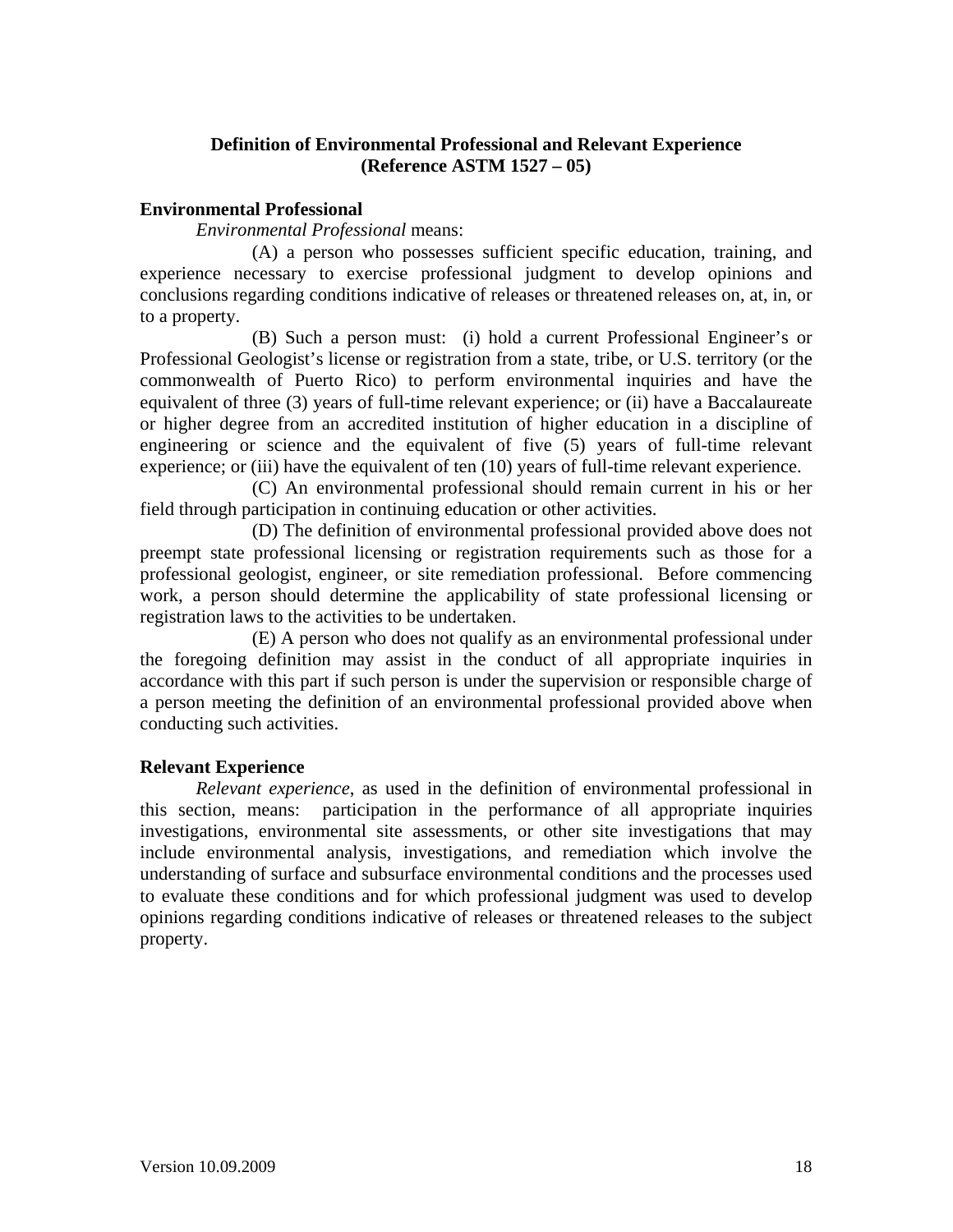**Definition of Environmental Professional and Relevant Experience (Reference ASTM 1527 – 05)**

**Environmental Professional**

*Environmental Professional* means:

(A) a person who possesses sufficient specific education, training, and experience necessary to exercise professional judgment to develop opinions and conclusions regarding conditions indicative of releases or threatened releases on, at, in, or to a property.

(B) Such a person must: (i) hold a current Professional Engineer's or Professional Geologist's license or registration from a state, tribe, or U.S. territory (or the commonwealth of Puerto Rico) to perform environmental inquiries and have the equivalent of three (3) years of full-time relevant experience; or (ii) have a Baccalaureate or higher degree from an accredited institution of higher education in a discipline of engineering or science and the equivalent of five (5) years of full-time relevant experience; or (iii) have the equivalent of ten (10) years of full-time relevant experience.

(C) An environmental professional should remain current in his or her field through participation in continuing education or other activities.

(D) The definition of environmental professional provided above does not preempt state professional licensing or registration requirements such as those for a professional geologist, engineer, or site remediation professional. Before commencing work, a person should determine the applicability of state professional licensing or registration laws to the activities to be undertaken.

(E) A person who does not qualify as an environmental professional under the foregoing definition may assist in the conduct of all appropriate inquiries in accordance with this part if such person is under the supervision or responsible charge of a person meeting the definition of an environmental professional provided above when conducting such activities.

**Relevant Experience**

*Relevant experience*, as used in the definition of environmental professional in this section, means: participation in the performance of all appropriate inquiries investigations, environmental site assessments, or other site investigations that may include environmental analysis, investigations, and remediation which involve the understanding of surface and subsurface environmental conditions and the processes used to evaluate these conditions and for which professional judgment was used to develop opinions regarding conditions indicative of releases or threatened releases to the subject property.

Version 10.09.2009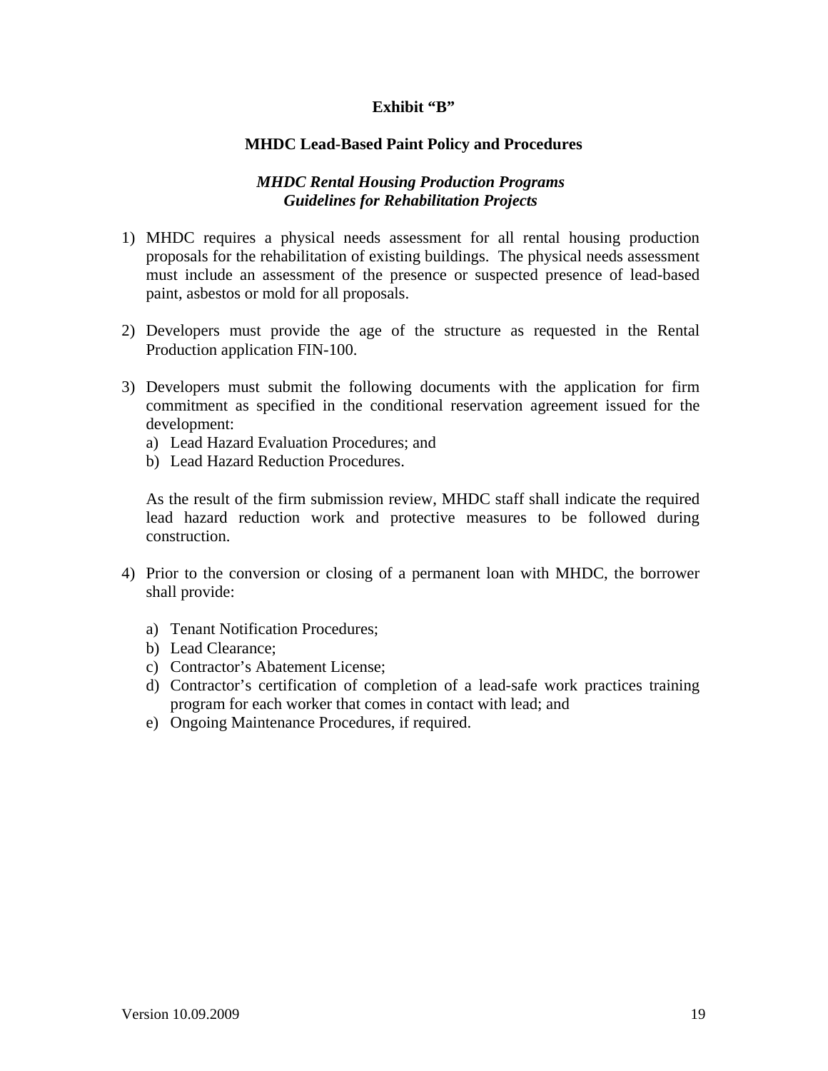**Exhibit "B"**

**MHDC Lead-Based Paint Policy and Procedures**

***MHDC Rental Housing Production Programs***
***Guidelines for Rehabilitation Projects***

1) MHDC requires a physical needs assessment for all rental housing production proposals for the rehabilitation of existing buildings. The physical needs assessment must include an assessment of the presence or suspected presence of lead-based paint, asbestos or mold for all proposals.

2) Developers must provide the age of the structure as requested in the Rental Production application FIN-100.

3) Developers must submit the following documents with the application for firm commitment as specified in the conditional reservation agreement issued for the development:
   a) Lead Hazard Evaluation Procedures; and
   b) Lead Hazard Reduction Procedures.

   As the result of the firm submission review, MHDC staff shall indicate the required lead hazard reduction work and protective measures to be followed during construction.

4) Prior to the conversion or closing of a permanent loan with MHDC, the borrower shall provide:

   a) Tenant Notification Procedures;
   b) Lead Clearance;
   c) Contractor's Abatement License;
   d) Contractor's certification of completion of a lead-safe work practices training program for each worker that comes in contact with lead; and
   e) Ongoing Maintenance Procedures, if required.

Version 10.09.2009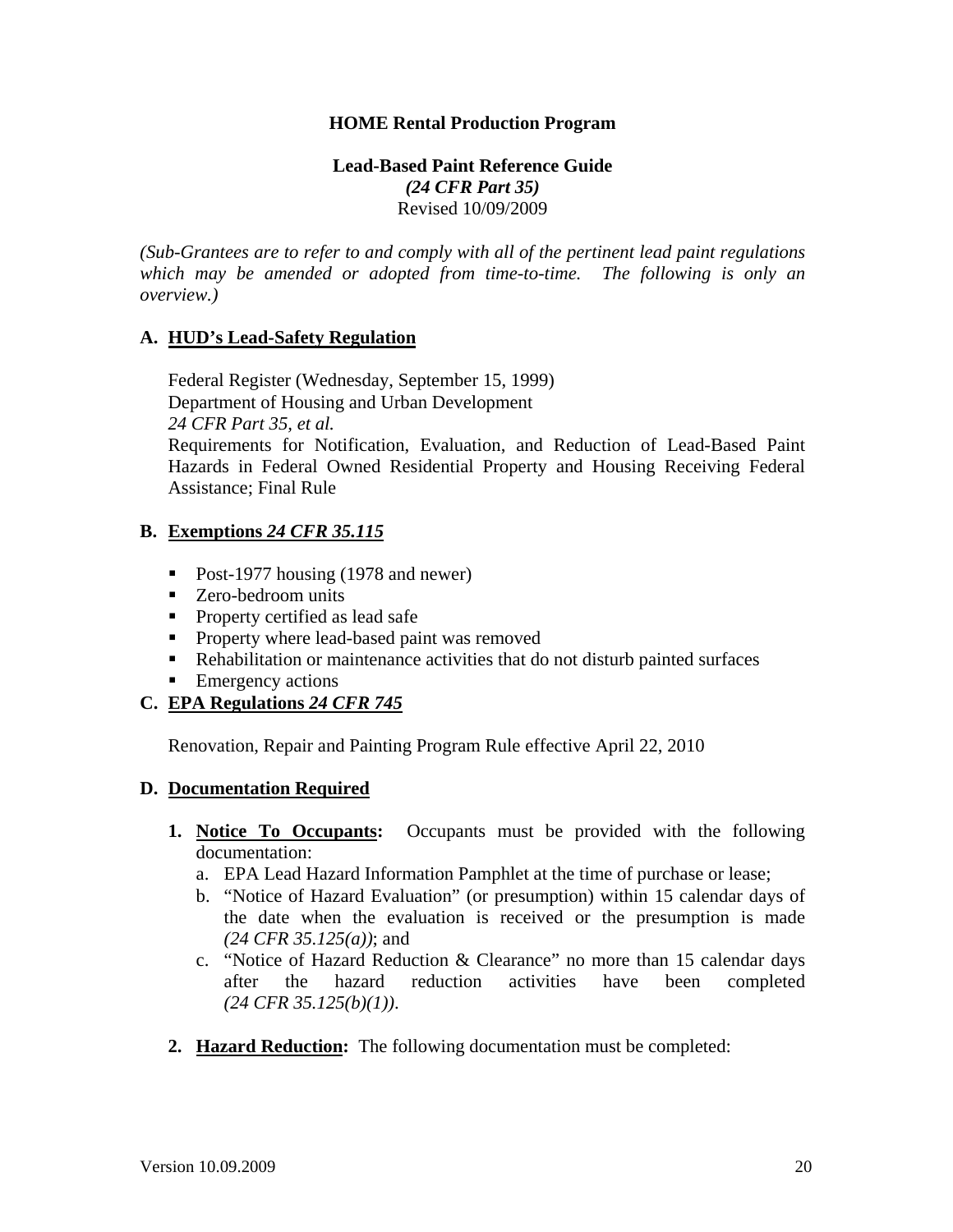**HOME Rental Production Program**

**Lead-Based Paint Reference Guide**
***(24 CFR Part 35)***
Revised 10/09/2009

*(Sub-Grantees are to refer to and comply with all of the pertinent lead paint regulations which may be amended or adopted from time-to-time. The following is only an overview.)*

## A. HUD's Lead-Safety Regulation

Federal Register (Wednesday, September 15, 1999)
Department of Housing and Urban Development
*24 CFR Part 35, et al.*
Requirements for Notification, Evaluation, and Reduction of Lead-Based Paint Hazards in Federal Owned Residential Property and Housing Receiving Federal Assistance; Final Rule

## B. Exemptions *24 CFR 35.115*

- Post-1977 housing (1978 and newer)
- Zero-bedroom units
- Property certified as lead safe
- Property where lead-based paint was removed
- Rehabilitation or maintenance activities that do not disturb painted surfaces
- Emergency actions

## C. EPA Regulations *24 CFR 745*

Renovation, Repair and Painting Program Rule effective April 22, 2010

## D. Documentation Required

1. **Notice To Occupants:** Occupants must be provided with the following documentation:
   a. EPA Lead Hazard Information Pamphlet at the time of purchase or lease;
   b. "Notice of Hazard Evaluation" (or presumption) within 15 calendar days of the date when the evaluation is received or the presumption is made *(24 CFR 35.125(a))*; and
   c. "Notice of Hazard Reduction & Clearance" no more than 15 calendar days after the hazard reduction activities have been completed *(24 CFR 35.125(b)(1))*.

2. **Hazard Reduction:** The following documentation must be completed: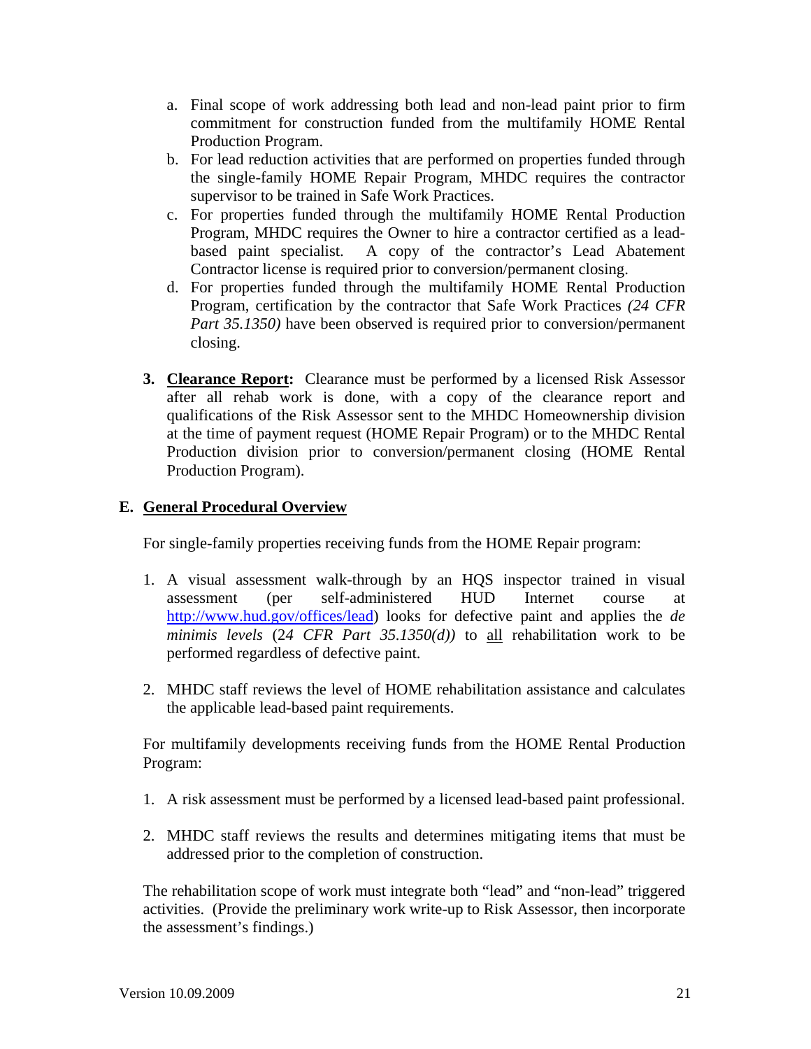a. Final scope of work addressing both lead and non-lead paint prior to firm commitment for construction funded from the multifamily HOME Rental Production Program.
b. For lead reduction activities that are performed on properties funded through the single-family HOME Repair Program, MHDC requires the contractor supervisor to be trained in Safe Work Practices.
c. For properties funded through the multifamily HOME Rental Production Program, MHDC requires the Owner to hire a contractor certified as a lead-based paint specialist. A copy of the contractor's Lead Abatement Contractor license is required prior to conversion/permanent closing.
d. For properties funded through the multifamily HOME Rental Production Program, certification by the contractor that Safe Work Practices *(24 CFR Part 35.1350)* have been observed is required prior to conversion/permanent closing.

3. **Clearance Report:** Clearance must be performed by a licensed Risk Assessor after all rehab work is done, with a copy of the clearance report and qualifications of the Risk Assessor sent to the MHDC Homeownership division at the time of payment request (HOME Repair Program) or to the MHDC Rental Production division prior to conversion/permanent closing (HOME Rental Production Program).

## E. General Procedural Overview

For single-family properties receiving funds from the HOME Repair program:

1. A visual assessment walk-through by an HQS inspector trained in visual assessment (per self-administered HUD Internet course at http://www.hud.gov/offices/lead) looks for defective paint and applies the *de minimis levels* (2*4 CFR Part 35.1350(d))* to all rehabilitation work to be performed regardless of defective paint.

2. MHDC staff reviews the level of HOME rehabilitation assistance and calculates the applicable lead-based paint requirements.

For multifamily developments receiving funds from the HOME Rental Production Program:

1. A risk assessment must be performed by a licensed lead-based paint professional.

2. MHDC staff reviews the results and determines mitigating items that must be addressed prior to the completion of construction.

The rehabilitation scope of work must integrate both "lead" and "non-lead" triggered activities. (Provide the preliminary work write-up to Risk Assessor, then incorporate the assessment's findings.)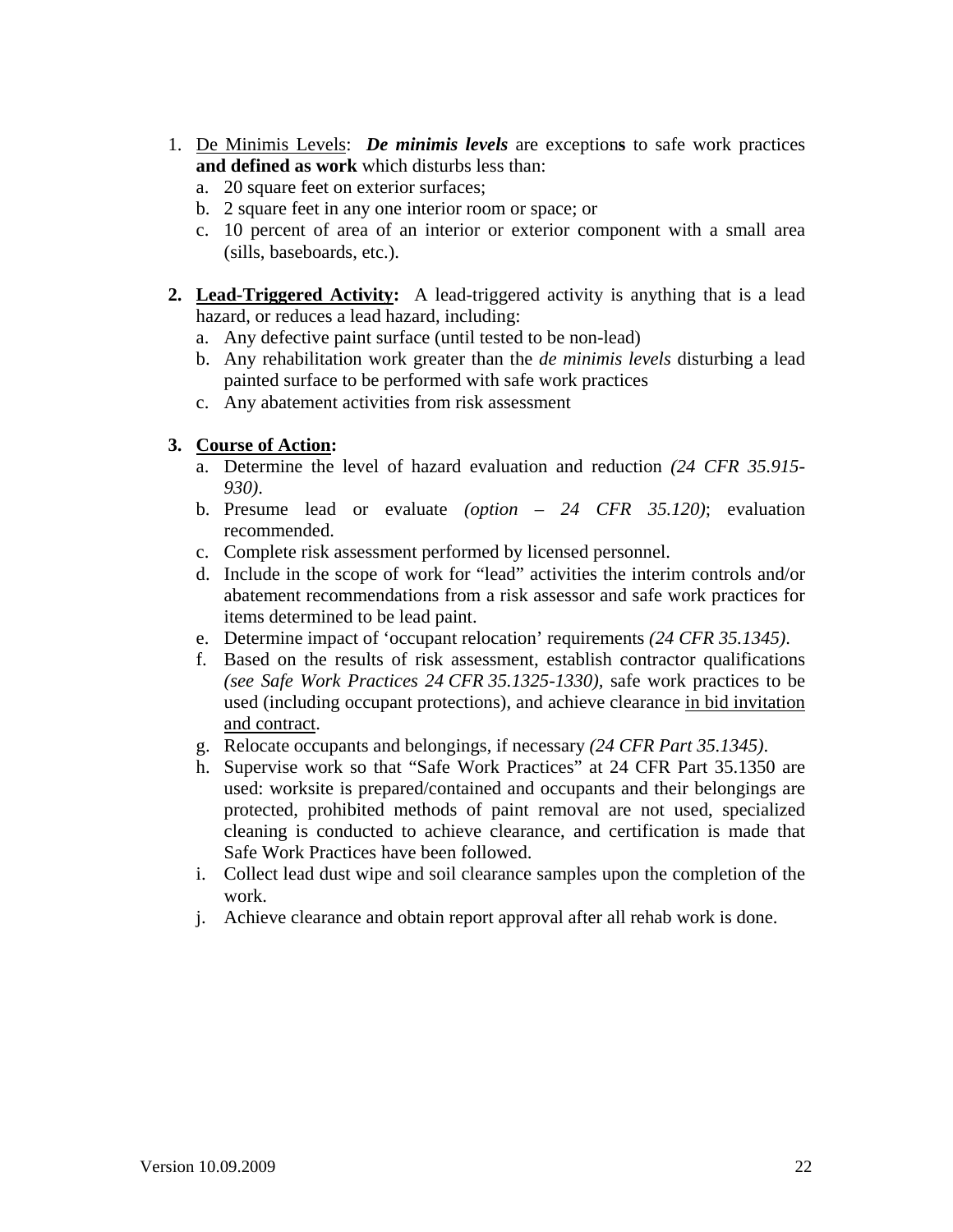1. <u>De Minimis Levels</u>: ***De minimis levels*** are exception**s** to safe work practices **and defined as work** which disturbs less than:
   a. 20 square feet on exterior surfaces;
   b. 2 square feet in any one interior room or space; or
   c. 10 percent of area of an interior or exterior component with a small area (sills, baseboards, etc.).

2. **<u>Lead-Triggered Activity</u>:** A lead-triggered activity is anything that is a lead hazard, or reduces a lead hazard, including:
   a. Any defective paint surface (until tested to be non-lead)
   b. Any rehabilitation work greater than the *de minimis levels* disturbing a lead painted surface to be performed with safe work practices
   c. Any abatement activities from risk assessment

3. **<u>Course of Action</u>:**
   a. Determine the level of hazard evaluation and reduction *(24 CFR 35.915-930)*.
   b. Presume lead or evaluate *(option – 24 CFR 35.120)*; evaluation recommended.
   c. Complete risk assessment performed by licensed personnel.
   d. Include in the scope of work for "lead" activities the interim controls and/or abatement recommendations from a risk assessor and safe work practices for items determined to be lead paint.
   e. Determine impact of 'occupant relocation' requirements *(24 CFR 35.1345)*.
   f. Based on the results of risk assessment, establish contractor qualifications *(see Safe Work Practices 24 CFR 35.1325-1330)*, safe work practices to be used (including occupant protections), and achieve clearance <u>in bid invitation and contract</u>.
   g. Relocate occupants and belongings, if necessary *(24 CFR Part 35.1345)*.
   h. Supervise work so that "Safe Work Practices" at 24 CFR Part 35.1350 are used: worksite is prepared/contained and occupants and their belongings are protected, prohibited methods of paint removal are not used, specialized cleaning is conducted to achieve clearance, and certification is made that Safe Work Practices have been followed.
   i. Collect lead dust wipe and soil clearance samples upon the completion of the work.
   j. Achieve clearance and obtain report approval after all rehab work is done.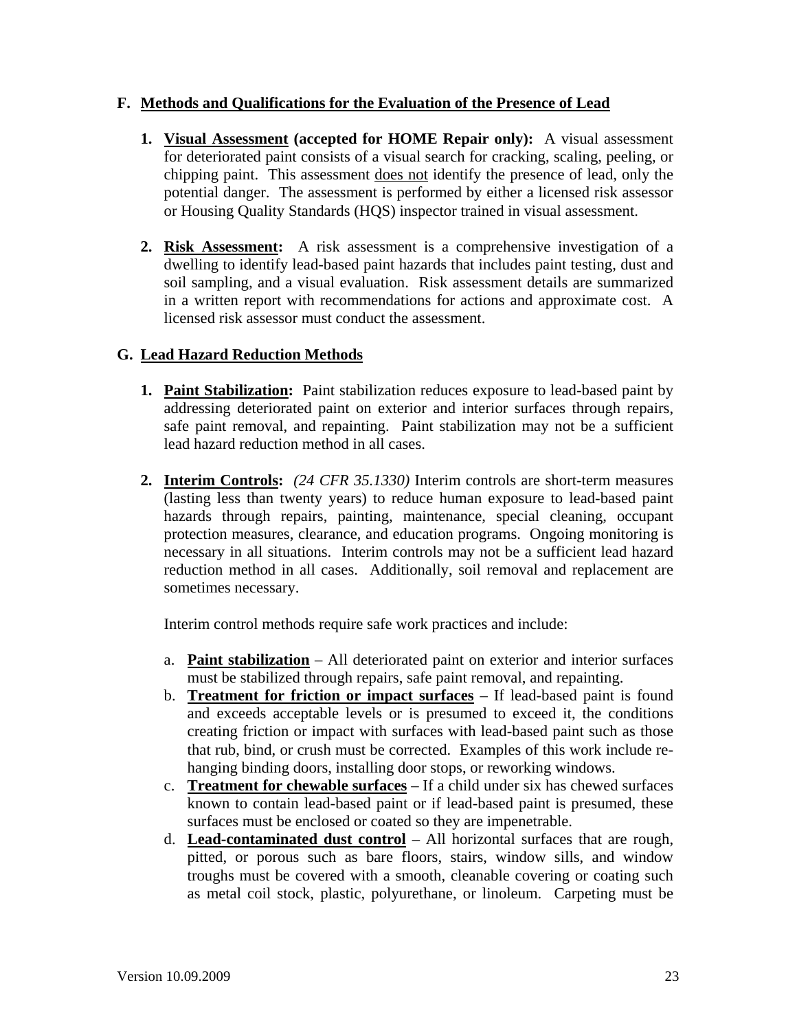## F. Methods and Qualifications for the Evaluation of the Presence of Lead

1. **Visual Assessment (accepted for HOME Repair only):** A visual assessment for deteriorated paint consists of a visual search for cracking, scaling, peeling, or chipping paint. This assessment does not identify the presence of lead, only the potential danger. The assessment is performed by either a licensed risk assessor or Housing Quality Standards (HQS) inspector trained in visual assessment.

2. **Risk Assessment:** A risk assessment is a comprehensive investigation of a dwelling to identify lead-based paint hazards that includes paint testing, dust and soil sampling, and a visual evaluation. Risk assessment details are summarized in a written report with recommendations for actions and approximate cost. A licensed risk assessor must conduct the assessment.

## G. Lead Hazard Reduction Methods

1. **Paint Stabilization:** Paint stabilization reduces exposure to lead-based paint by addressing deteriorated paint on exterior and interior surfaces through repairs, safe paint removal, and repainting. Paint stabilization may not be a sufficient lead hazard reduction method in all cases.

2. **Interim Controls:** *(24 CFR 35.1330)* Interim controls are short-term measures (lasting less than twenty years) to reduce human exposure to lead-based paint hazards through repairs, painting, maintenance, special cleaning, occupant protection measures, clearance, and education programs. Ongoing monitoring is necessary in all situations. Interim controls may not be a sufficient lead hazard reduction method in all cases. Additionally, soil removal and replacement are sometimes necessary.

   Interim control methods require safe work practices and include:

   a. **Paint stabilization** – All deteriorated paint on exterior and interior surfaces must be stabilized through repairs, safe paint removal, and repainting.
   b. **Treatment for friction or impact surfaces** – If lead-based paint is found and exceeds acceptable levels or is presumed to exceed it, the conditions creating friction or impact with surfaces with lead-based paint such as those that rub, bind, or crush must be corrected. Examples of this work include re-hanging binding doors, installing door stops, or reworking windows.
   c. **Treatment for chewable surfaces** – If a child under six has chewed surfaces known to contain lead-based paint or if lead-based paint is presumed, these surfaces must be enclosed or coated so they are impenetrable.
   d. **Lead-contaminated dust control** – All horizontal surfaces that are rough, pitted, or porous such as bare floors, stairs, window sills, and window troughs must be covered with a smooth, cleanable covering or coating such as metal coil stock, plastic, polyurethane, or linoleum. Carpeting must be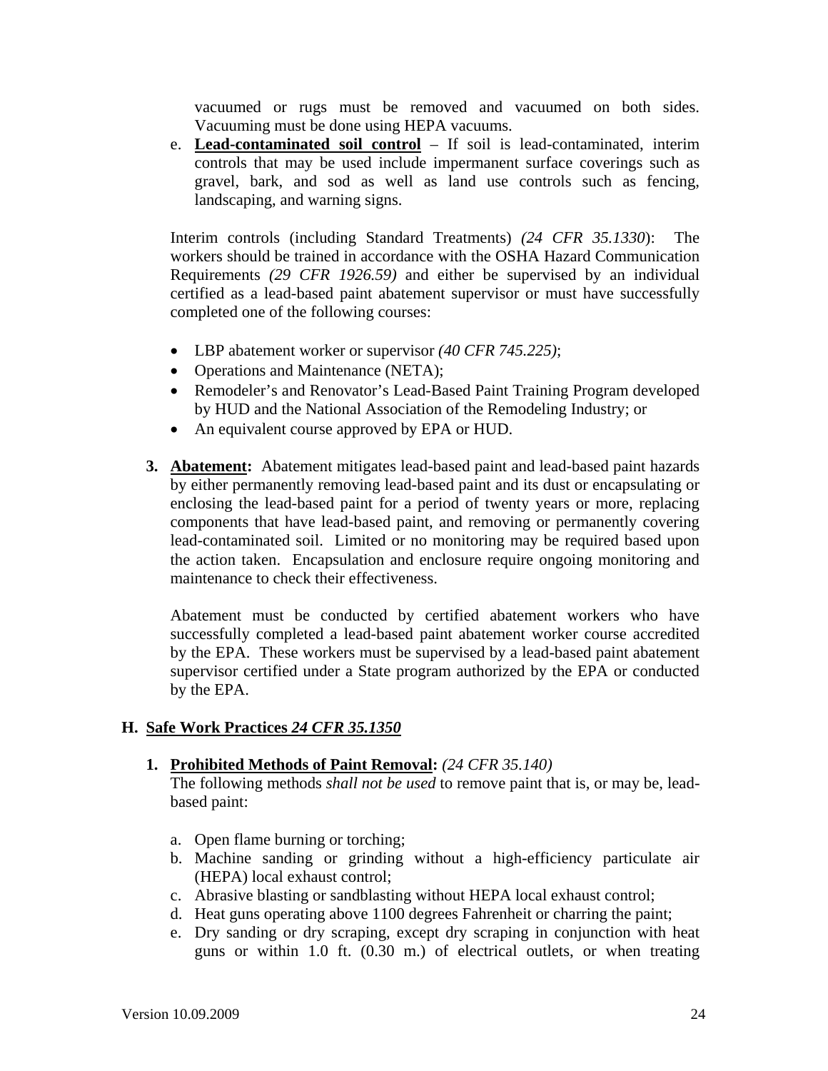vacuumed or rugs must be removed and vacuumed on both sides. Vacuuming must be done using HEPA vacuums.

e. **Lead-contaminated soil control** – If soil is lead-contaminated, interim controls that may be used include impermanent surface coverings such as gravel, bark, and sod as well as land use controls such as fencing, landscaping, and warning signs.

Interim controls (including Standard Treatments) *(24 CFR 35.1330*): The workers should be trained in accordance with the OSHA Hazard Communication Requirements *(29 CFR 1926.59)* and either be supervised by an individual certified as a lead-based paint abatement supervisor or must have successfully completed one of the following courses:

- LBP abatement worker or supervisor *(40 CFR 745.225)*;
- Operations and Maintenance (NETA);
- Remodeler's and Renovator's Lead-Based Paint Training Program developed by HUD and the National Association of the Remodeling Industry; or
- An equivalent course approved by EPA or HUD.

**3. Abatement:** Abatement mitigates lead-based paint and lead-based paint hazards by either permanently removing lead-based paint and its dust or encapsulating or enclosing the lead-based paint for a period of twenty years or more, replacing components that have lead-based paint, and removing or permanently covering lead-contaminated soil. Limited or no monitoring may be required based upon the action taken. Encapsulation and enclosure require ongoing monitoring and maintenance to check their effectiveness.

Abatement must be conducted by certified abatement workers who have successfully completed a lead-based paint abatement worker course accredited by the EPA. These workers must be supervised by a lead-based paint abatement supervisor certified under a State program authorized by the EPA or conducted by the EPA.

## H. Safe Work Practices *24 CFR 35.1350*

**1. Prohibited Methods of Paint Removal:** *(24 CFR 35.140)*
The following methods *shall not be used* to remove paint that is, or may be, lead-based paint:

a. Open flame burning or torching;
b. Machine sanding or grinding without a high-efficiency particulate air (HEPA) local exhaust control;
c. Abrasive blasting or sandblasting without HEPA local exhaust control;
d. Heat guns operating above 1100 degrees Fahrenheit or charring the paint;
e. Dry sanding or dry scraping, except dry scraping in conjunction with heat guns or within 1.0 ft. (0.30 m.) of electrical outlets, or when treating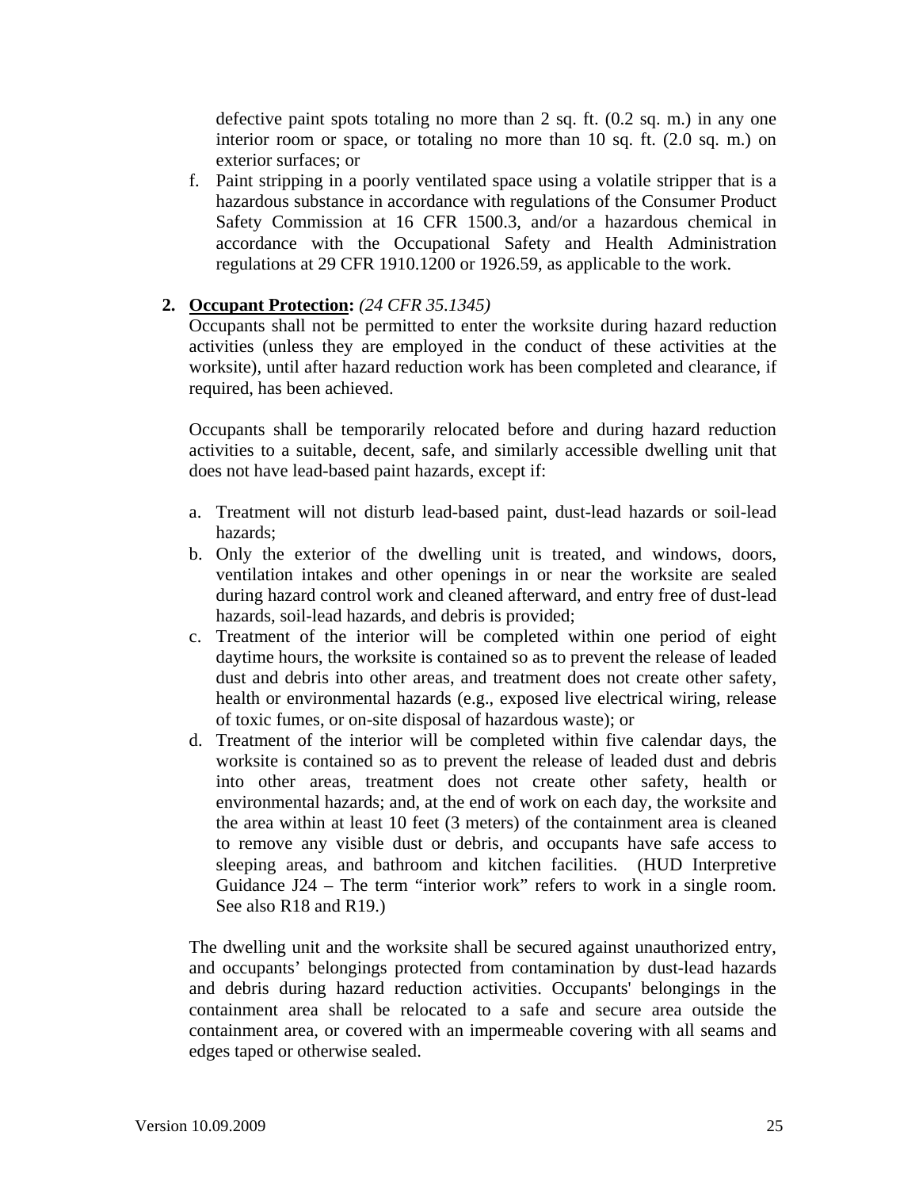defective paint spots totaling no more than 2 sq. ft. (0.2 sq. m.) in any one interior room or space, or totaling no more than 10 sq. ft. (2.0 sq. m.) on exterior surfaces; or

f. Paint stripping in a poorly ventilated space using a volatile stripper that is a hazardous substance in accordance with regulations of the Consumer Product Safety Commission at 16 CFR 1500.3, and/or a hazardous chemical in accordance with the Occupational Safety and Health Administration regulations at 29 CFR 1910.1200 or 1926.59, as applicable to the work.

2. **<u>Occupant Protection</u>:** *(24 CFR 35.1345)*
   Occupants shall not be permitted to enter the worksite during hazard reduction activities (unless they are employed in the conduct of these activities at the worksite), until after hazard reduction work has been completed and clearance, if required, has been achieved.

   Occupants shall be temporarily relocated before and during hazard reduction activities to a suitable, decent, safe, and similarly accessible dwelling unit that does not have lead-based paint hazards, except if:

   a. Treatment will not disturb lead-based paint, dust-lead hazards or soil-lead hazards;
   b. Only the exterior of the dwelling unit is treated, and windows, doors, ventilation intakes and other openings in or near the worksite are sealed during hazard control work and cleaned afterward, and entry free of dust-lead hazards, soil-lead hazards, and debris is provided;
   c. Treatment of the interior will be completed within one period of eight daytime hours, the worksite is contained so as to prevent the release of leaded dust and debris into other areas, and treatment does not create other safety, health or environmental hazards (e.g., exposed live electrical wiring, release of toxic fumes, or on-site disposal of hazardous waste); or
   d. Treatment of the interior will be completed within five calendar days, the worksite is contained so as to prevent the release of leaded dust and debris into other areas, treatment does not create other safety, health or environmental hazards; and, at the end of work on each day, the worksite and the area within at least 10 feet (3 meters) of the containment area is cleaned to remove any visible dust or debris, and occupants have safe access to sleeping areas, and bathroom and kitchen facilities. (HUD Interpretive Guidance J24 – The term "interior work" refers to work in a single room. See also R18 and R19.)

   The dwelling unit and the worksite shall be secured against unauthorized entry, and occupants' belongings protected from contamination by dust-lead hazards and debris during hazard reduction activities. Occupants' belongings in the containment area shall be relocated to a safe and secure area outside the containment area, or covered with an impermeable covering with all seams and edges taped or otherwise sealed.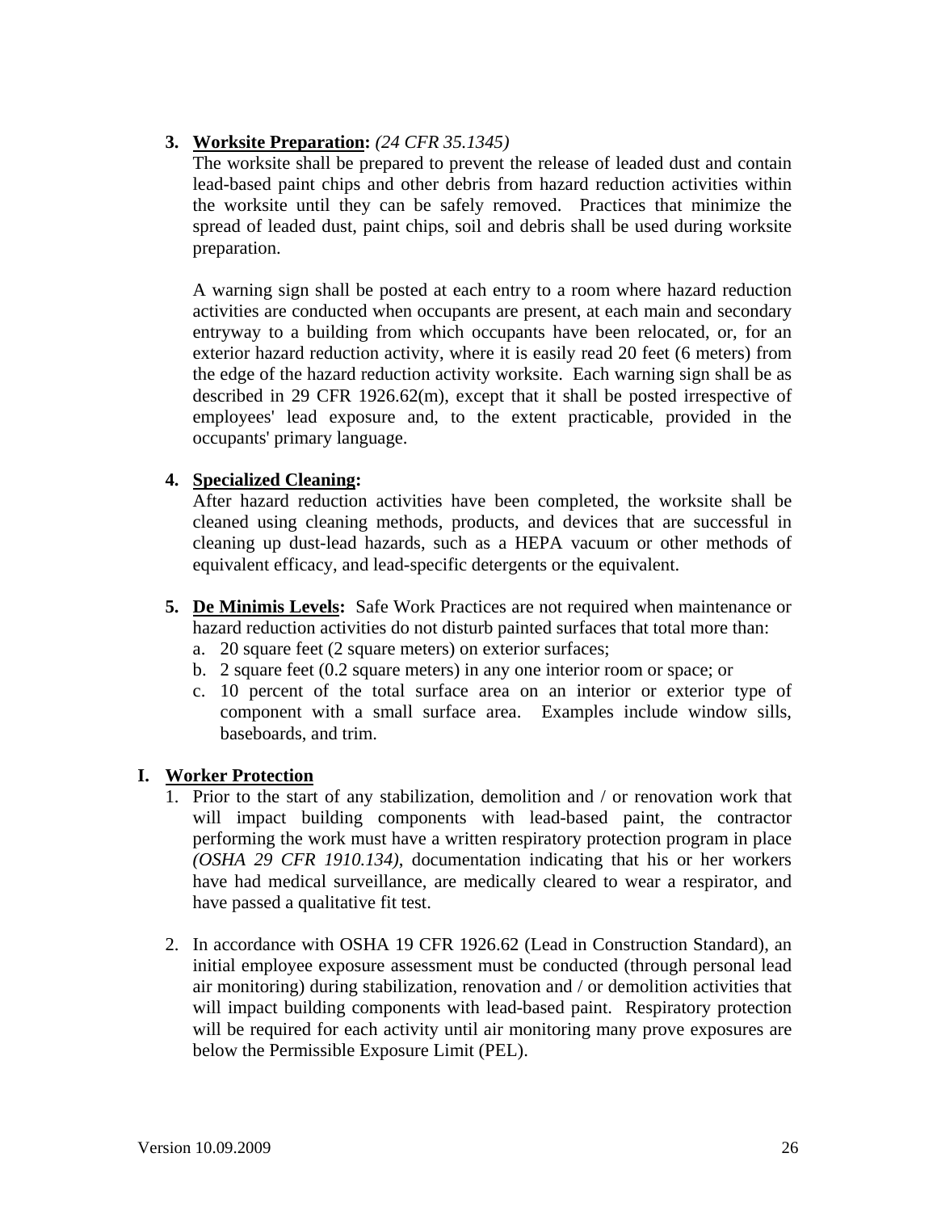3. **<u>Worksite Preparation</u>:** *(24 CFR 35.1345)*
   The worksite shall be prepared to prevent the release of leaded dust and contain lead-based paint chips and other debris from hazard reduction activities within the worksite until they can be safely removed. Practices that minimize the spread of leaded dust, paint chips, soil and debris shall be used during worksite preparation.

   A warning sign shall be posted at each entry to a room where hazard reduction activities are conducted when occupants are present, at each main and secondary entryway to a building from which occupants have been relocated, or, for an exterior hazard reduction activity, where it is easily read 20 feet (6 meters) from the edge of the hazard reduction activity worksite. Each warning sign shall be as described in 29 CFR 1926.62(m), except that it shall be posted irrespective of employees' lead exposure and, to the extent practicable, provided in the occupants' primary language.

4. **<u>Specialized Cleaning</u>:**
   After hazard reduction activities have been completed, the worksite shall be cleaned using cleaning methods, products, and devices that are successful in cleaning up dust-lead hazards, such as a HEPA vacuum or other methods of equivalent efficacy, and lead-specific detergents or the equivalent.

5. **<u>De Minimis Levels</u>:** Safe Work Practices are not required when maintenance or hazard reduction activities do not disturb painted surfaces that total more than:
   a. 20 square feet (2 square meters) on exterior surfaces;
   b. 2 square feet (0.2 square meters) in any one interior room or space; or
   c. 10 percent of the total surface area on an interior or exterior type of component with a small surface area. Examples include window sills, baseboards, and trim.

## I. <u>Worker Protection</u>

1. Prior to the start of any stabilization, demolition and / or renovation work that will impact building components with lead-based paint, the contractor performing the work must have a written respiratory protection program in place *(OSHA 29 CFR 1910.134)*, documentation indicating that his or her workers have had medical surveillance, are medically cleared to wear a respirator, and have passed a qualitative fit test.

2. In accordance with OSHA 19 CFR 1926.62 (Lead in Construction Standard), an initial employee exposure assessment must be conducted (through personal lead air monitoring) during stabilization, renovation and / or demolition activities that will impact building components with lead-based paint. Respiratory protection will be required for each activity until air monitoring many prove exposures are below the Permissible Exposure Limit (PEL).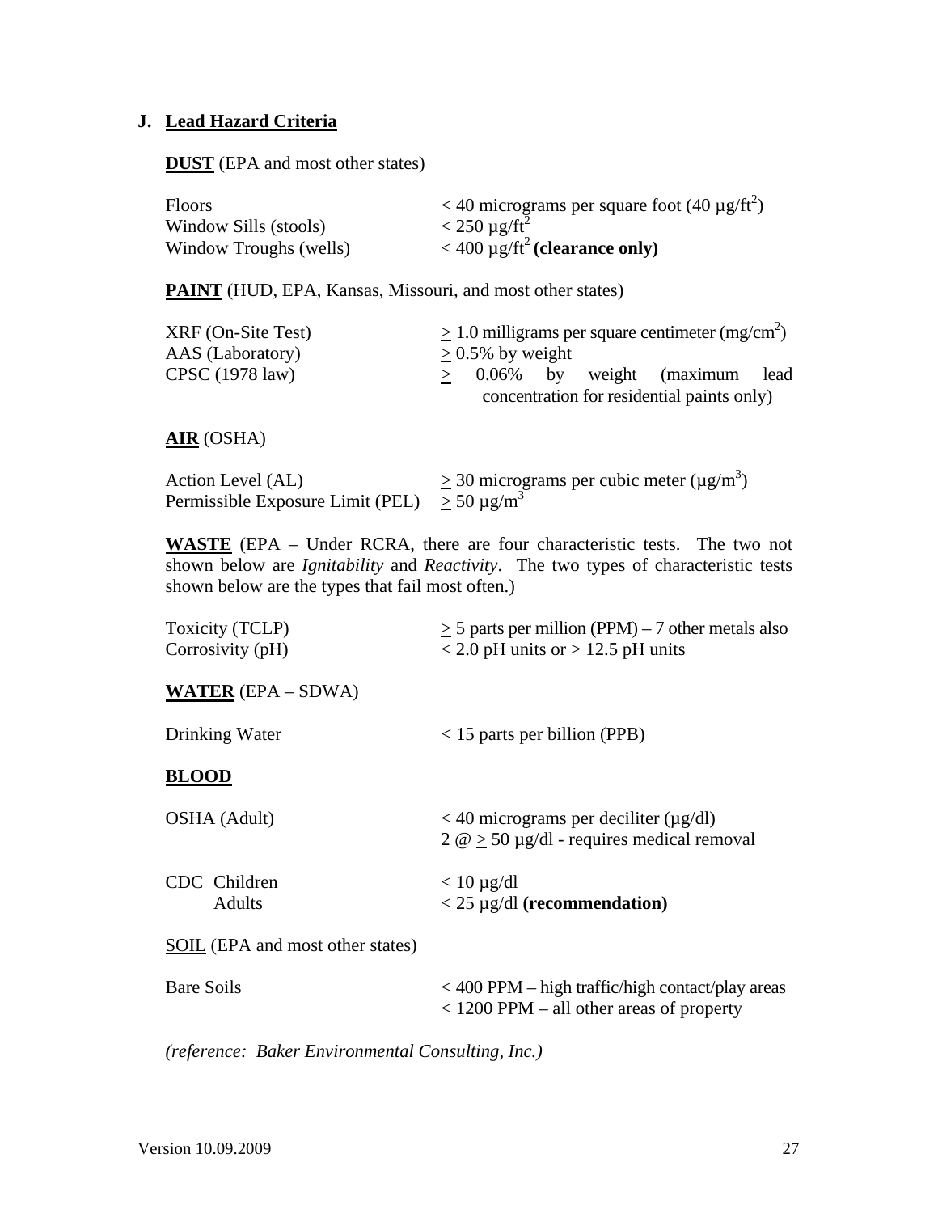## J. Lead Hazard Criteria

**DUST** (EPA and most other states)

| | |
|---|---|
| Floors | < 40 micrograms per square foot (40 $\mu g/ft^2$) |
| Window Sills (stools) | < 250 $\mu g/ft^2$ |
| Window Troughs (wells) | < 400 $\mu g/ft^2$ **(clearance only)** |

**PAINT** (HUD, EPA, Kansas, Missouri, and most other states)

| | |
|---|---|
| XRF (On-Site Test) | $\geq$ 1.0 milligrams per square centimeter ($mg/cm^2$) |
| AAS (Laboratory) | $\geq$ 0.5% by weight |
| CPSC (1978 law) | $\geq$ 0.06% by weight (maximum lead concentration for residential paints only) |

**AIR** (OSHA)

| | |
|---|---|
| Action Level (AL) | $\geq$ 30 micrograms per cubic meter ($\mu g/m^3$) |
| Permissible Exposure Limit (PEL) | $\geq$ 50 $\mu g/m^3$ |

**WASTE** (EPA – Under RCRA, there are four characteristic tests. The two not shown below are *Ignitability* and *Reactivity*. The two types of characteristic tests shown below are the types that fail most often.)

| | |
|---|---|
| Toxicity (TCLP) | $\geq$ 5 parts per million (PPM) – 7 other metals also |
| Corrosivity (pH) | < 2.0 pH units or > 12.5 pH units |

**WATER** (EPA – SDWA)

| | |
|---|---|
| Drinking Water | < 15 parts per billion (PPB) |

**BLOOD**

| | |
|---|---|
| OSHA (Adult) | < 40 micrograms per deciliter ($\mu g/dl$)<br>2 @ $\geq$ 50 $\mu g/dl$ - requires medical removal |
| CDC Children | < 10 $\mu g/dl$ |
| CDC Adults | < 25 $\mu g/dl$ **(recommendation)** |

SOIL (EPA and most other states)

| | |
|---|---|
| Bare Soils | < 400 PPM – high traffic/high contact/play areas<br>< 1200 PPM – all other areas of property |

*(reference: Baker Environmental Consulting, Inc.)*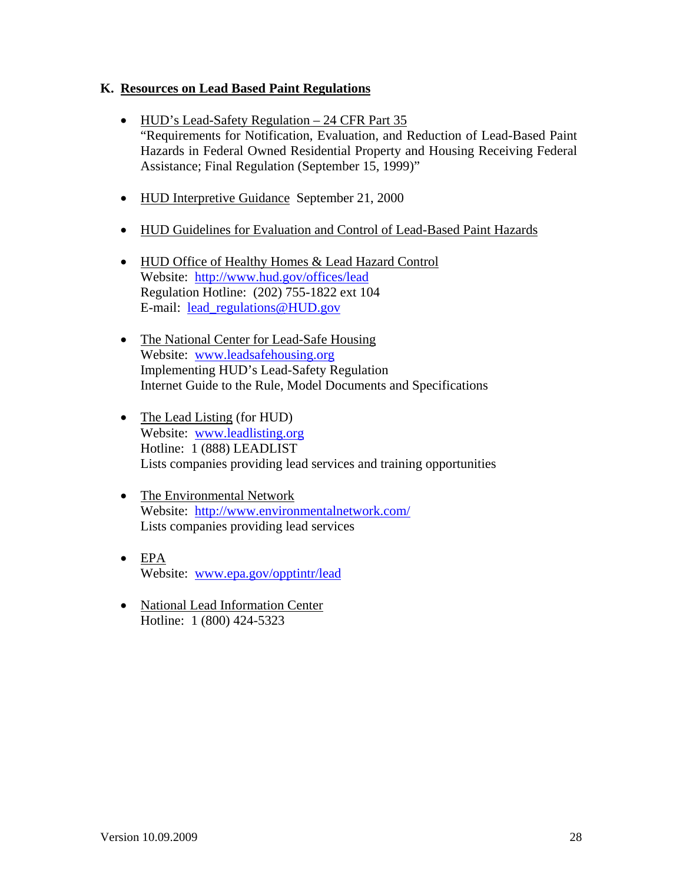## K. Resources on Lead Based Paint Regulations

- HUD's Lead-Safety Regulation – 24 CFR Part 35
  "Requirements for Notification, Evaluation, and Reduction of Lead-Based Paint Hazards in Federal Owned Residential Property and Housing Receiving Federal Assistance; Final Regulation (September 15, 1999)"

- HUD Interpretive Guidance September 21, 2000

- HUD Guidelines for Evaluation and Control of Lead-Based Paint Hazards

- HUD Office of Healthy Homes & Lead Hazard Control
  Website: http://www.hud.gov/offices/lead
  Regulation Hotline: (202) 755-1822 ext 104
  E-mail: lead_regulations@HUD.gov

- The National Center for Lead-Safe Housing
  Website: www.leadsafehousing.org
  Implementing HUD's Lead-Safety Regulation
  Internet Guide to the Rule, Model Documents and Specifications

- The Lead Listing (for HUD)
  Website: www.leadlisting.org
  Hotline: 1 (888) LEADLIST
  Lists companies providing lead services and training opportunities

- The Environmental Network
  Website: http://www.environmentalnetwork.com/
  Lists companies providing lead services

- EPA
  Website: www.epa.gov/opptintr/lead

- National Lead Information Center
  Hotline: 1 (800) 424-5323